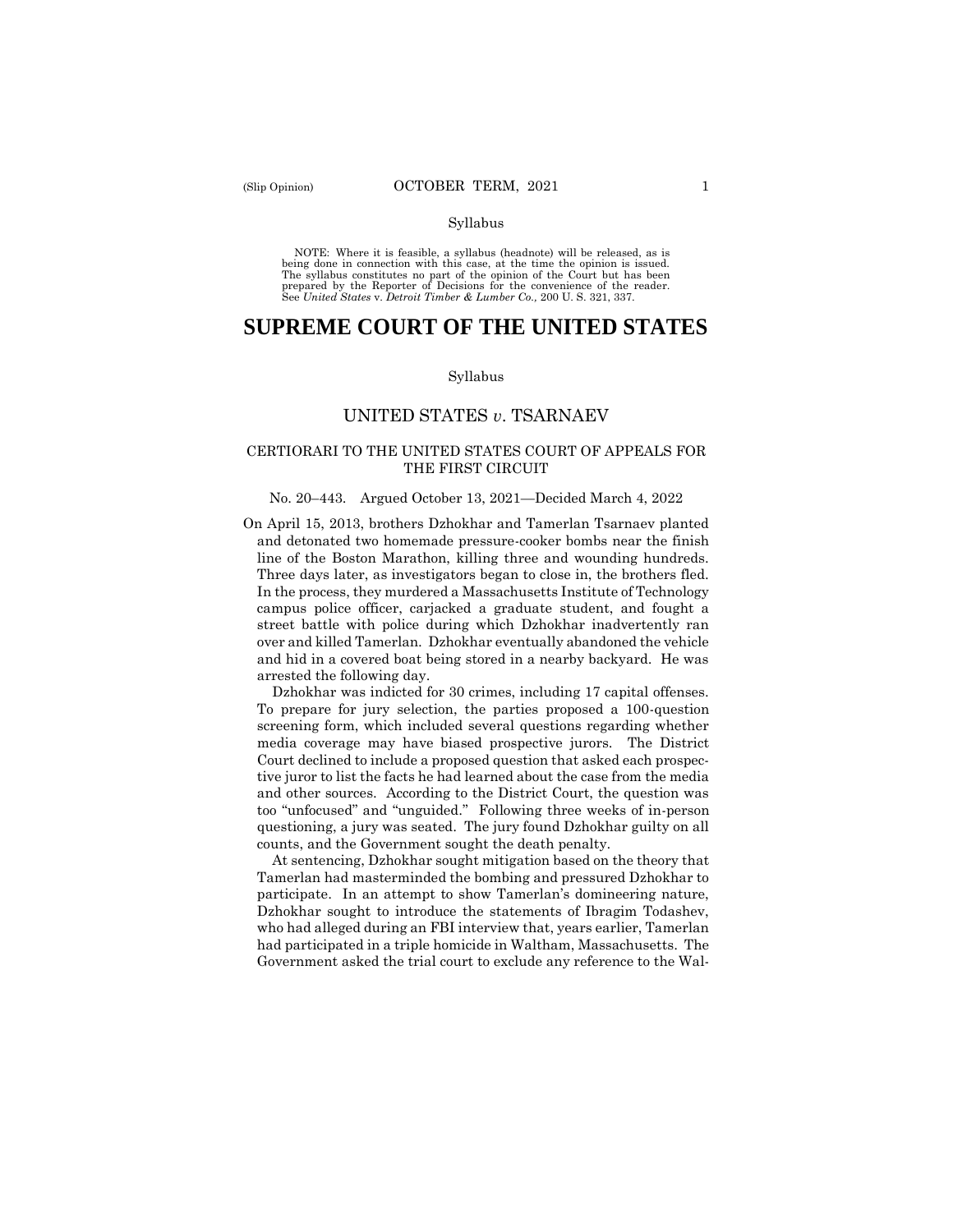Syllabus

NOTE: Where it is feasible, a syllabus (headnote) will be released, as is being done in connection with this case, at the time the opinion is issued. The syllabus constitutes no part of the opinion of the Court but has been prepared by the Reporter of Decisions for the convenience of the reader. See *United States* v. *Detroit Timber & Lumber Co.,* 200 U. S. 321, 337.

# SUPREME COURT OF THE UNITED STATES

Syllabus

## UNITED STATES *v*. TSARNAEV

### CERTIORARI TO THE UNITED STATES COURT OF APPEALS FOR THE FIRST CIRCUIT

No. 20–443. Argued October 13, 2021—Decided March 4, 2022

On April 15, 2013, brothers Dzhokhar and Tamerlan Tsarnaev planted and detonated two homemade pressure-cooker bombs near the finish line of the Boston Marathon, killing three and wounding hundreds. Three days later, as investigators began to close in, the brothers fled. In the process, they murdered a Massachusetts Institute of Technology campus police officer, carjacked a graduate student, and fought a street battle with police during which Dzhokhar inadvertently ran over and killed Tamerlan. Dzhokhar eventually abandoned the vehicle and hid in a covered boat being stored in a nearby backyard. He was arrested the following day.

Dzhokhar was indicted for 30 crimes, including 17 capital offenses. To prepare for jury selection, the parties proposed a 100-question screening form, which included several questions regarding whether media coverage may have biased prospective jurors. The District Court declined to include a proposed question that asked each prospective juror to list the facts he had learned about the case from the media and other sources. According to the District Court, the question was too "unfocused" and "unguided." Following three weeks of in-person questioning, a jury was seated. The jury found Dzhokhar guilty on all counts, and the Government sought the death penalty.

At sentencing, Dzhokhar sought mitigation based on the theory that Tamerlan had masterminded the bombing and pressured Dzhokhar to participate. In an attempt to show Tamerlan's domineering nature, Dzhokhar sought to introduce the statements of Ibragim Todashev, who had alleged during an FBI interview that, years earlier, Tamerlan had participated in a triple homicide in Waltham, Massachusetts. The Government asked the trial court to exclude any reference to the Wal-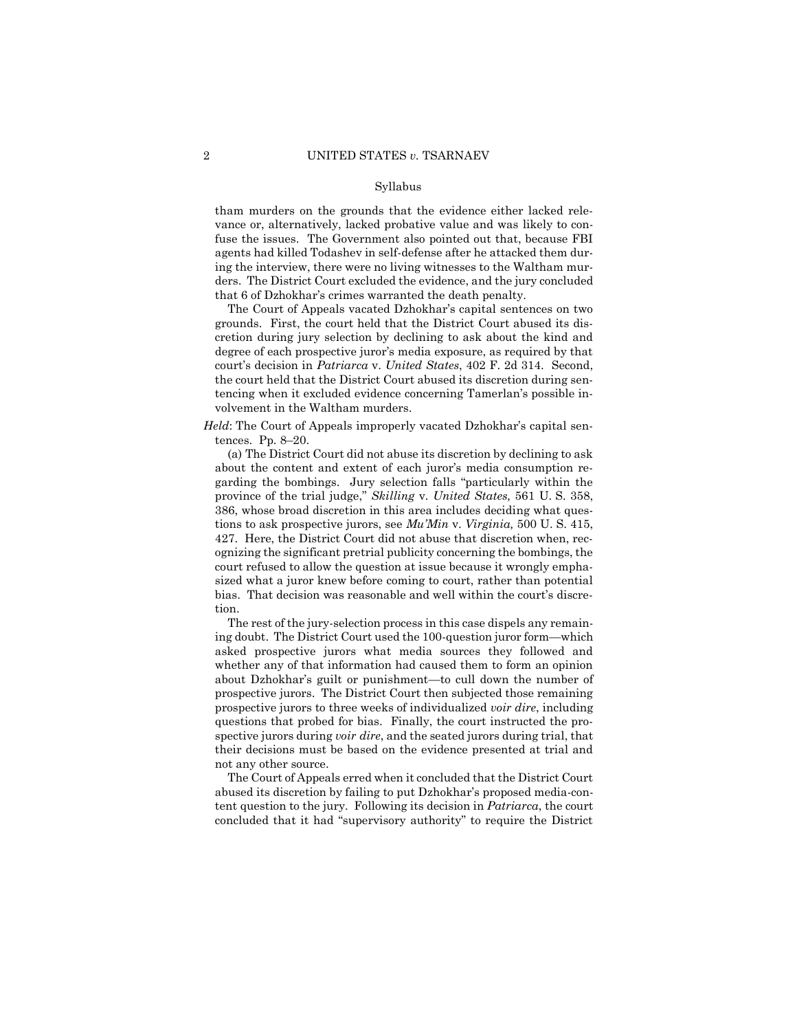Syllabus

tham murders on the grounds that the evidence either lacked relevance or, alternatively, lacked probative value and was likely to confuse the issues. The Government also pointed out that, because FBI agents had killed Todashev in self-defense after he attacked them during the interview, there were no living witnesses to the Waltham murders. The District Court excluded the evidence, and the jury concluded that 6 of Dzhokhar's crimes warranted the death penalty.

The Court of Appeals vacated Dzhokhar's capital sentences on two grounds. First, the court held that the District Court abused its discretion during jury selection by declining to ask about the kind and degree of each prospective juror's media exposure, as required by that court's decision in *Patriarca* v. *United States*, 402 F. 2d 314. Second, the court held that the District Court abused its discretion during sentencing when it excluded evidence concerning Tamerlan's possible involvement in the Waltham murders.

*Held*: The Court of Appeals improperly vacated Dzhokhar's capital sentences. Pp. 8–20.

(a) The District Court did not abuse its discretion by declining to ask about the content and extent of each juror's media consumption regarding the bombings. Jury selection falls "particularly within the province of the trial judge," *Skilling* v. *United States,* 561 U. S. 358, 386, whose broad discretion in this area includes deciding what questions to ask prospective jurors, see *Mu'Min* v. *Virginia,* 500 U. S. 415, 427. Here, the District Court did not abuse that discretion when, recognizing the significant pretrial publicity concerning the bombings, the court refused to allow the question at issue because it wrongly emphasized what a juror knew before coming to court, rather than potential bias. That decision was reasonable and well within the court's discretion.

The rest of the jury-selection process in this case dispels any remaining doubt. The District Court used the 100-question juror form—which asked prospective jurors what media sources they followed and whether any of that information had caused them to form an opinion about Dzhokhar's guilt or punishment—to cull down the number of prospective jurors. The District Court then subjected those remaining prospective jurors to three weeks of individualized *voir dire*, including questions that probed for bias. Finally, the court instructed the prospective jurors during *voir dire*, and the seated jurors during trial, that their decisions must be based on the evidence presented at trial and not any other source.

The Court of Appeals erred when it concluded that the District Court abused its discretion by failing to put Dzhokhar's proposed media-content question to the jury. Following its decision in *Patriarca*, the court concluded that it had "supervisory authority" to require the District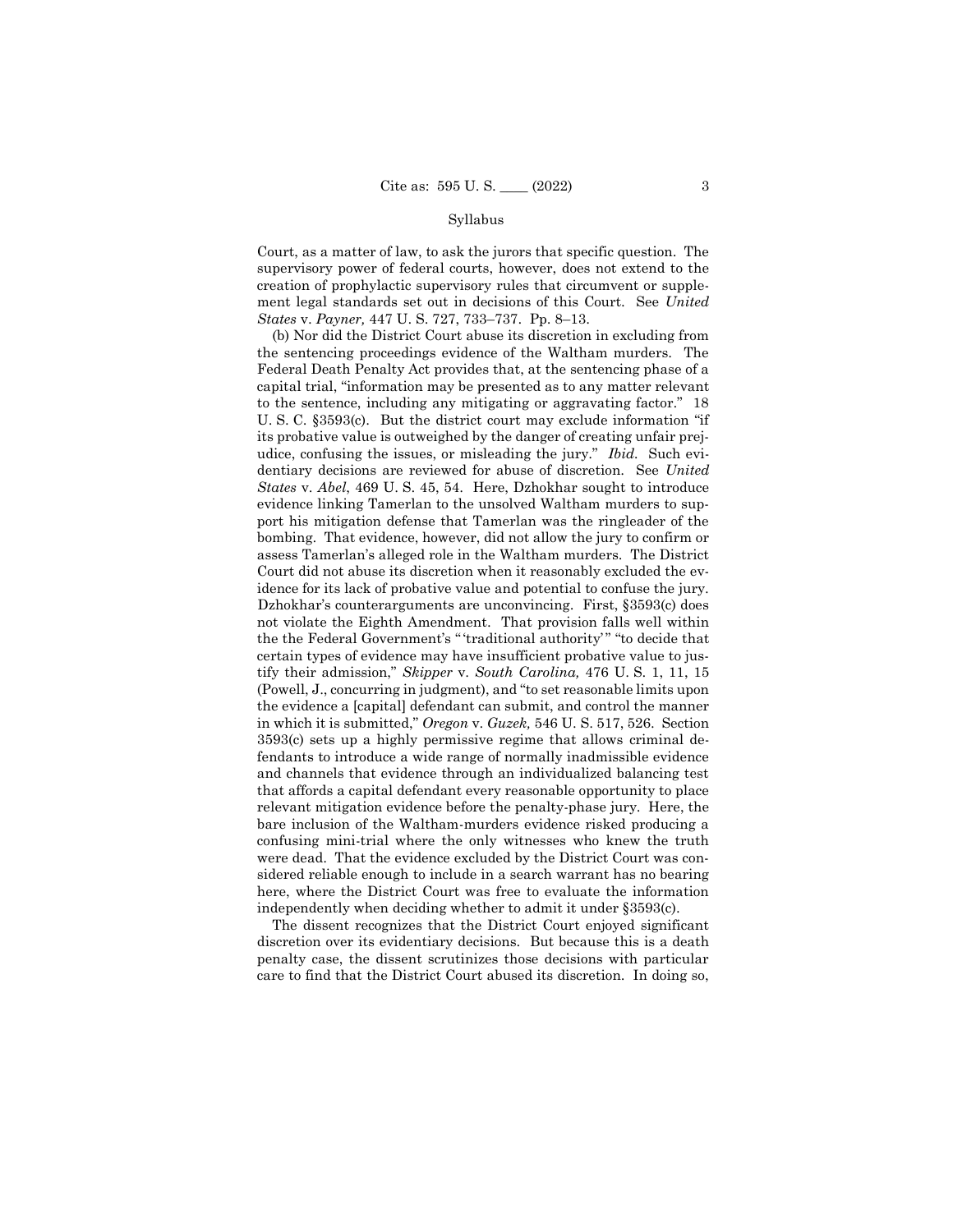Court, as a matter of law, to ask the jurors that specific question. The supervisory power of federal courts, however, does not extend to the creation of prophylactic supervisory rules that circumvent or supplement legal standards set out in decisions of this Court. See *United States* v. *Payner,* 447 U. S. 727, 733–737. Pp. 8–13.

(b) Nor did the District Court abuse its discretion in excluding from the sentencing proceedings evidence of the Waltham murders. The Federal Death Penalty Act provides that, at the sentencing phase of a capital trial, "information may be presented as to any matter relevant to the sentence, including any mitigating or aggravating factor." 18 U. S. C. §3593(c). But the district court may exclude information "if its probative value is outweighed by the danger of creating unfair prejudice, confusing the issues, or misleading the jury." *Ibid.* Such evidentiary decisions are reviewed for abuse of discretion. See *United States* v. *Abel*, 469 U. S. 45, 54. Here, Dzhokhar sought to introduce evidence linking Tamerlan to the unsolved Waltham murders to support his mitigation defense that Tamerlan was the ringleader of the bombing. That evidence, however, did not allow the jury to confirm or assess Tamerlan's alleged role in the Waltham murders. The District Court did not abuse its discretion when it reasonably excluded the evidence for its lack of probative value and potential to confuse the jury. Dzhokhar's counterarguments are unconvincing. First, §3593(c) does not violate the Eighth Amendment. That provision falls well within the the Federal Government's " 'traditional authority' " "to decide that certain types of evidence may have insufficient probative value to justify their admission," *Skipper* v. *South Carolina,* 476 U. S. 1, 11, 15 (Powell, J., concurring in judgment), and "to set reasonable limits upon the evidence a [capital] defendant can submit, and control the manner in which it is submitted," *Oregon* v. *Guzek,* 546 U. S. 517, 526. Section 3593(c) sets up a highly permissive regime that allows criminal defendants to introduce a wide range of normally inadmissible evidence and channels that evidence through an individualized balancing test that affords a capital defendant every reasonable opportunity to place relevant mitigation evidence before the penalty-phase jury. Here, the bare inclusion of the Waltham-murders evidence risked producing a confusing mini-trial where the only witnesses who knew the truth were dead. That the evidence excluded by the District Court was considered reliable enough to include in a search warrant has no bearing here, where the District Court was free to evaluate the information independently when deciding whether to admit it under §3593(c).

The dissent recognizes that the District Court enjoyed significant discretion over its evidentiary decisions. But because this is a death penalty case, the dissent scrutinizes those decisions with particular care to find that the District Court abused its discretion. In doing so,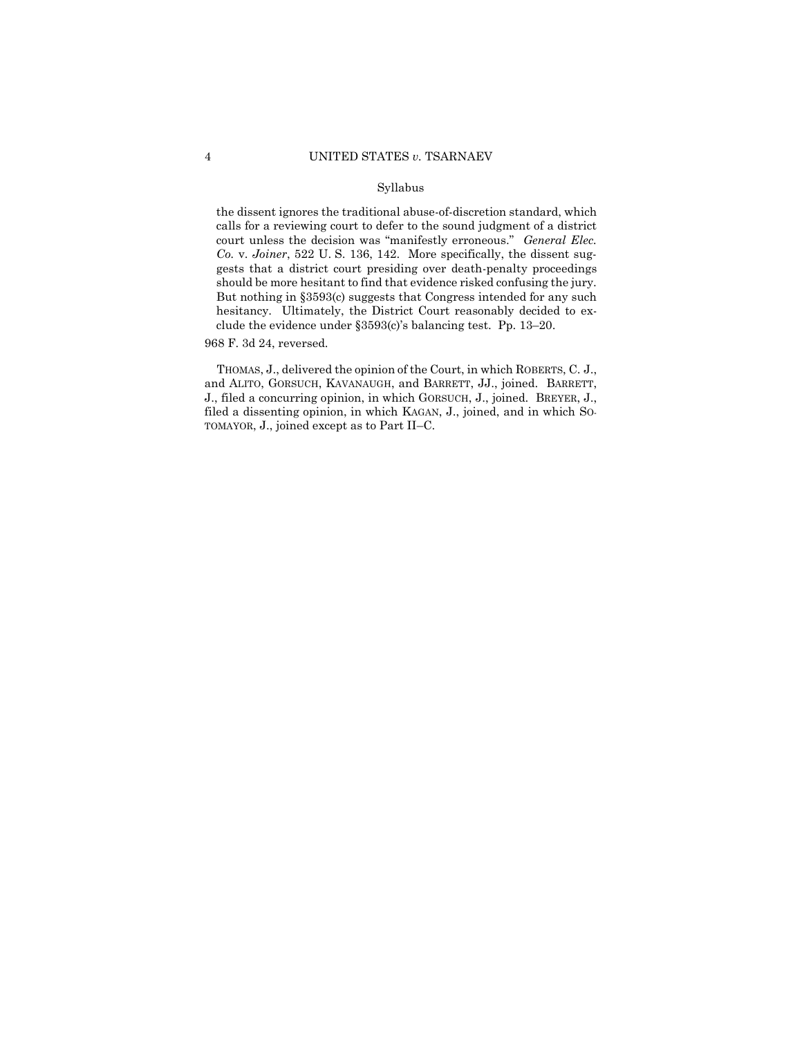Syllabus

the dissent ignores the traditional abuse-of-discretion standard, which calls for a reviewing court to defer to the sound judgment of a district court unless the decision was "manifestly erroneous." *General Elec. Co.* v. *Joiner*, 522 U. S. 136, 142. More specifically, the dissent suggests that a district court presiding over death-penalty proceedings should be more hesitant to find that evidence risked confusing the jury. But nothing in §3593(c) suggests that Congress intended for any such hesitancy. Ultimately, the District Court reasonably decided to exclude the evidence under §3593(c)'s balancing test. Pp. 13–20.

968 F. 3d 24, reversed.

THOMAS, J., delivered the opinion of the Court, in which ROBERTS, C. J., and ALITO, GORSUCH, KAVANAUGH, and BARRETT, JJ., joined. BARRETT, J., filed a concurring opinion, in which GORSUCH, J., joined. BREYER, J., filed a dissenting opinion, in which KAGAN, J., joined, and in which SOTOMAYOR, J., joined except as to Part II–C.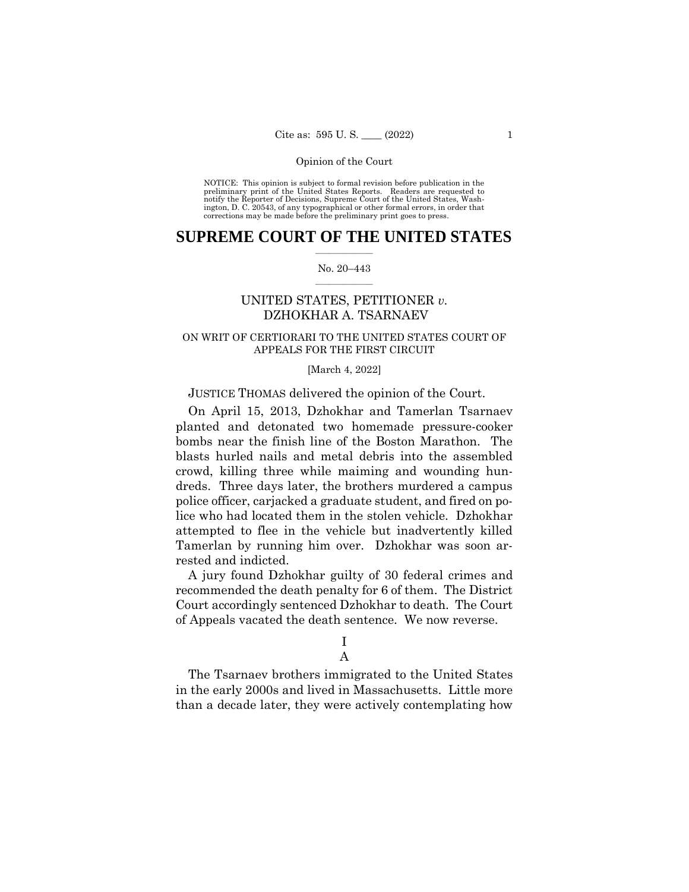NOTICE: This opinion is subject to formal revision before publication in the preliminary print of the United States Reports. Readers are requested to notify the Reporter of Decisions, Supreme Court of the United States, Washington, D. C. 20543, of any typographical or other formal errors, in order that corrections may be made before the preliminary print goes to press.

# SUPREME COURT OF THE UNITED STATES

No. 20–443

UNITED STATES, PETITIONER *v.* DZHOKHAR A. TSARNAEV

ON WRIT OF CERTIORARI TO THE UNITED STATES COURT OF APPEALS FOR THE FIRST CIRCUIT

[March 4, 2022]

JUSTICE THOMAS delivered the opinion of the Court.

On April 15, 2013, Dzhokhar and Tamerlan Tsarnaev planted and detonated two homemade pressure-cooker bombs near the finish line of the Boston Marathon. The blasts hurled nails and metal debris into the assembled crowd, killing three while maiming and wounding hundreds. Three days later, the brothers murdered a campus police officer, carjacked a graduate student, and fired on police who had located them in the stolen vehicle. Dzhokhar attempted to flee in the vehicle but inadvertently killed Tamerlan by running him over. Dzhokhar was soon arrested and indicted.

A jury found Dzhokhar guilty of 30 federal crimes and recommended the death penalty for 6 of them. The District Court accordingly sentenced Dzhokhar to death. The Court of Appeals vacated the death sentence. We now reverse.

## I

### A

The Tsarnaev brothers immigrated to the United States in the early 2000s and lived in Massachusetts. Little more than a decade later, they were actively contemplating how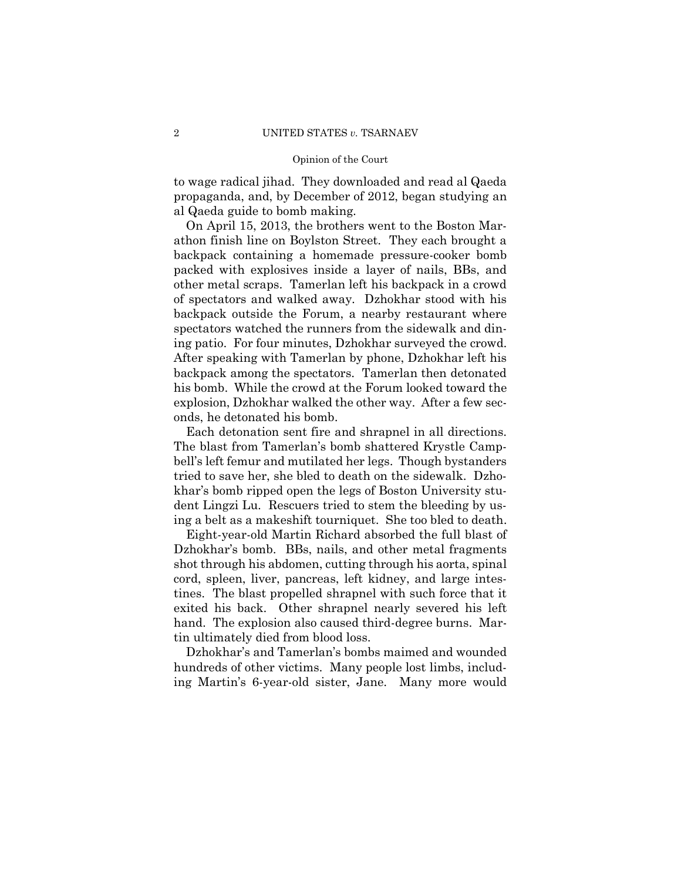to wage radical jihad. They downloaded and read al Qaeda propaganda, and, by December of 2012, began studying an al Qaeda guide to bomb making.

On April 15, 2013, the brothers went to the Boston Marathon finish line on Boylston Street. They each brought a backpack containing a homemade pressure-cooker bomb packed with explosives inside a layer of nails, BBs, and other metal scraps. Tamerlan left his backpack in a crowd of spectators and walked away. Dzhokhar stood with his backpack outside the Forum, a nearby restaurant where spectators watched the runners from the sidewalk and dining patio. For four minutes, Dzhokhar surveyed the crowd. After speaking with Tamerlan by phone, Dzhokhar left his backpack among the spectators. Tamerlan then detonated his bomb. While the crowd at the Forum looked toward the explosion, Dzhokhar walked the other way. After a few seconds, he detonated his bomb.

Each detonation sent fire and shrapnel in all directions. The blast from Tamerlan's bomb shattered Krystle Campbell's left femur and mutilated her legs. Though bystanders tried to save her, she bled to death on the sidewalk. Dzhokhar's bomb ripped open the legs of Boston University student Lingzi Lu. Rescuers tried to stem the bleeding by using a belt as a makeshift tourniquet. She too bled to death.

Eight-year-old Martin Richard absorbed the full blast of Dzhokhar's bomb. BBs, nails, and other metal fragments shot through his abdomen, cutting through his aorta, spinal cord, spleen, liver, pancreas, left kidney, and large intestines. The blast propelled shrapnel with such force that it exited his back. Other shrapnel nearly severed his left hand. The explosion also caused third-degree burns. Martin ultimately died from blood loss.

Dzhokhar's and Tamerlan's bombs maimed and wounded hundreds of other victims. Many people lost limbs, including Martin's 6-year-old sister, Jane. Many more would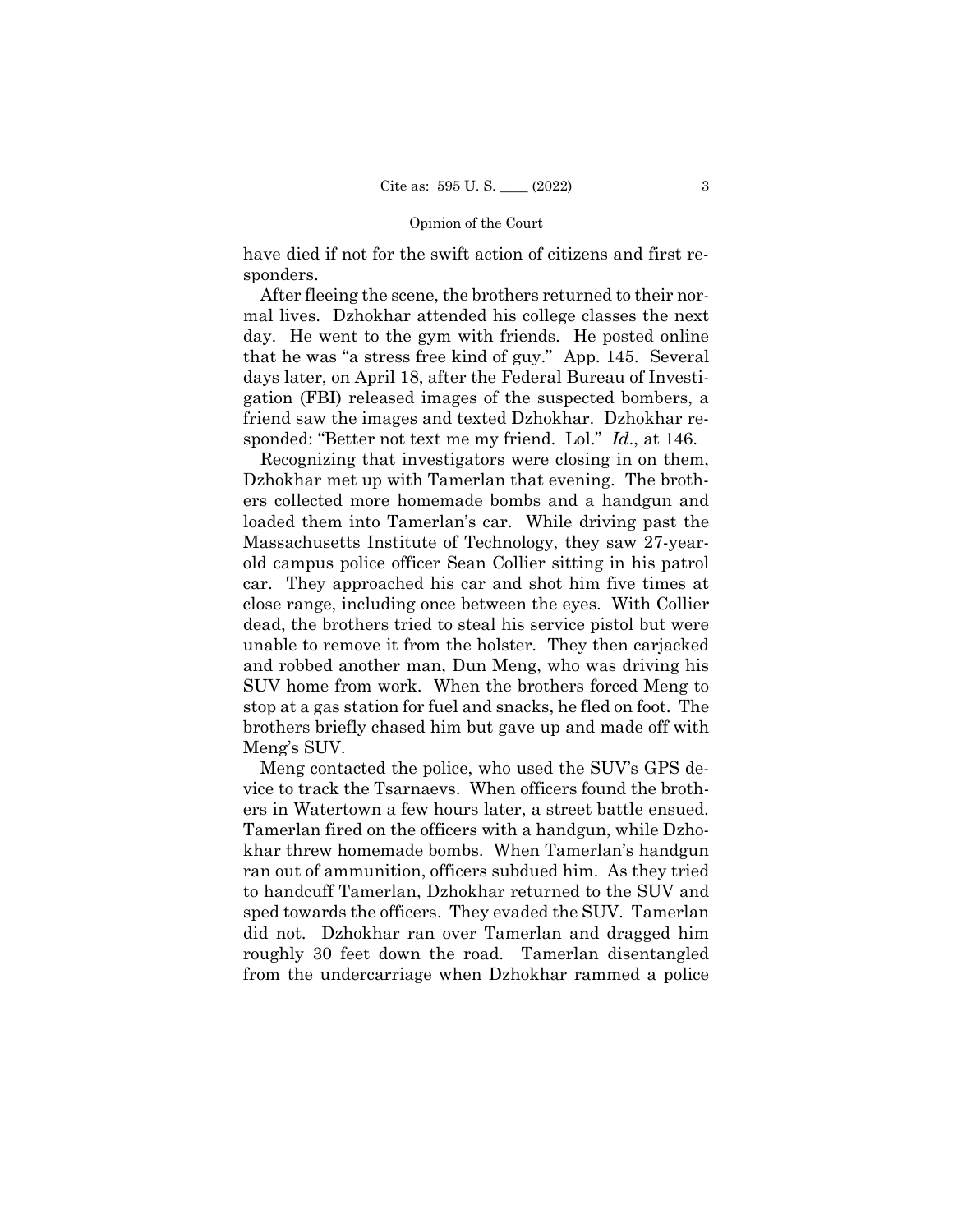have died if not for the swift action of citizens and first responders.

After fleeing the scene, the brothers returned to their normal lives. Dzhokhar attended his college classes the next day. He went to the gym with friends. He posted online that he was "a stress free kind of guy." App. 145. Several days later, on April 18, after the Federal Bureau of Investigation (FBI) released images of the suspected bombers, a friend saw the images and texted Dzhokhar. Dzhokhar responded: "Better not text me my friend. Lol." *Id*., at 146.

Recognizing that investigators were closing in on them, Dzhokhar met up with Tamerlan that evening. The brothers collected more homemade bombs and a handgun and loaded them into Tamerlan's car. While driving past the Massachusetts Institute of Technology, they saw 27-year-old campus police officer Sean Collier sitting in his patrol car. They approached his car and shot him five times at close range, including once between the eyes. With Collier dead, the brothers tried to steal his service pistol but were unable to remove it from the holster. They then carjacked and robbed another man, Dun Meng, who was driving his SUV home from work. When the brothers forced Meng to stop at a gas station for fuel and snacks, he fled on foot. The brothers briefly chased him but gave up and made off with Meng's SUV.

Meng contacted the police, who used the SUV's GPS device to track the Tsarnaevs. When officers found the brothers in Watertown a few hours later, a street battle ensued. Tamerlan fired on the officers with a handgun, while Dzhokhar threw homemade bombs. When Tamerlan's handgun ran out of ammunition, officers subdued him. As they tried to handcuff Tamerlan, Dzhokhar returned to the SUV and sped towards the officers. They evaded the SUV. Tamerlan did not. Dzhokhar ran over Tamerlan and dragged him roughly 30 feet down the road. Tamerlan disentangled from the undercarriage when Dzhokhar rammed a police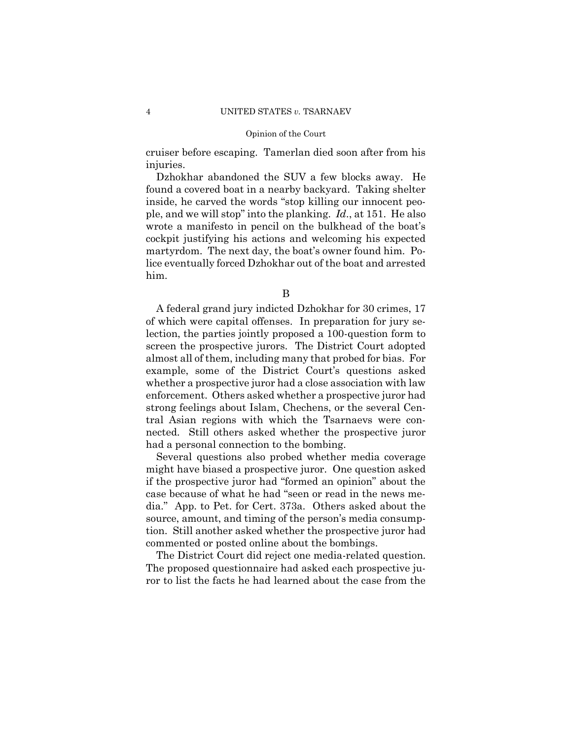cruiser before escaping. Tamerlan died soon after from his injuries.

Dzhokhar abandoned the SUV a few blocks away. He found a covered boat in a nearby backyard. Taking shelter inside, he carved the words "stop killing our innocent people, and we will stop" into the planking. *Id.*, at 151. He also wrote a manifesto in pencil on the bulkhead of the boat's cockpit justifying his actions and welcoming his expected martyrdom. The next day, the boat's owner found him. Police eventually forced Dzhokhar out of the boat and arrested him.

B

A federal grand jury indicted Dzhokhar for 30 crimes, 17 of which were capital offenses. In preparation for jury selection, the parties jointly proposed a 100-question form to screen the prospective jurors. The District Court adopted almost all of them, including many that probed for bias. For example, some of the District Court's questions asked whether a prospective juror had a close association with law enforcement. Others asked whether a prospective juror had strong feelings about Islam, Chechens, or the several Central Asian regions with which the Tsarnaevs were connected. Still others asked whether the prospective juror had a personal connection to the bombing.

Several questions also probed whether media coverage might have biased a prospective juror. One question asked if the prospective juror had "formed an opinion" about the case because of what he had "seen or read in the news media." App. to Pet. for Cert. 373a. Others asked about the source, amount, and timing of the person's media consumption. Still another asked whether the prospective juror had commented or posted online about the bombings.

The District Court did reject one media-related question. The proposed questionnaire had asked each prospective juror to list the facts he had learned about the case from the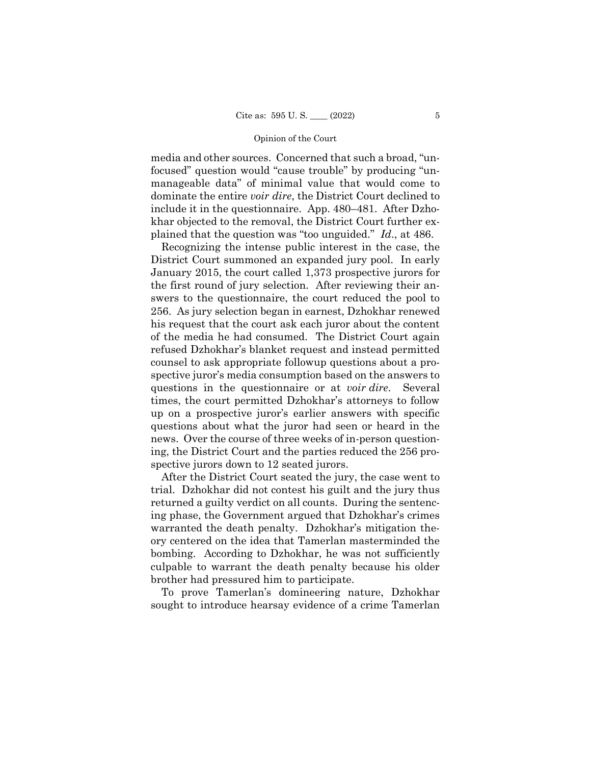media and other sources. Concerned that such a broad, "unfocused" question would "cause trouble" by producing "unmanageable data" of minimal value that would come to dominate the entire *voir dire*, the District Court declined to include it in the questionnaire. App. 480–481. After Dzhokhar objected to the removal, the District Court further explained that the question was "too unguided." *Id*., at 486.

Recognizing the intense public interest in the case, the District Court summoned an expanded jury pool. In early January 2015, the court called 1,373 prospective jurors for the first round of jury selection. After reviewing their answers to the questionnaire, the court reduced the pool to 256. As jury selection began in earnest, Dzhokhar renewed his request that the court ask each juror about the content of the media he had consumed. The District Court again refused Dzhokhar's blanket request and instead permitted counsel to ask appropriate followup questions about a prospective juror's media consumption based on the answers to questions in the questionnaire or at *voir dire*. Several times, the court permitted Dzhokhar's attorneys to follow up on a prospective juror's earlier answers with specific questions about what the juror had seen or heard in the news. Over the course of three weeks of in-person questioning, the District Court and the parties reduced the 256 prospective jurors down to 12 seated jurors.

After the District Court seated the jury, the case went to trial. Dzhokhar did not contest his guilt and the jury thus returned a guilty verdict on all counts. During the sentencing phase, the Government argued that Dzhokhar's crimes warranted the death penalty. Dzhokhar's mitigation theory centered on the idea that Tamerlan masterminded the bombing. According to Dzhokhar, he was not sufficiently culpable to warrant the death penalty because his older brother had pressured him to participate.

To prove Tamerlan's domineering nature, Dzhokhar sought to introduce hearsay evidence of a crime Tamerlan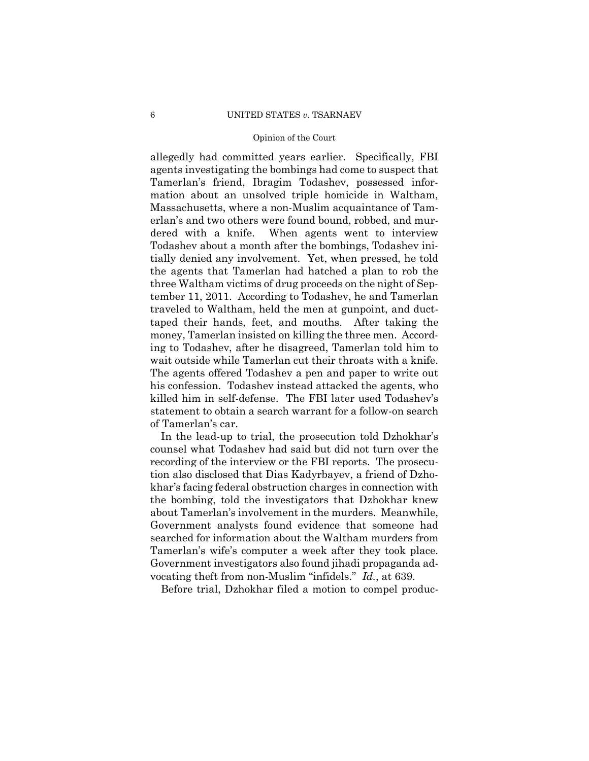allegedly had committed years earlier. Specifically, FBI agents investigating the bombings had come to suspect that Tamerlan's friend, Ibragim Todashev, possessed information about an unsolved triple homicide in Waltham, Massachusetts, where a non-Muslim acquaintance of Tamerlan's and two others were found bound, robbed, and murdered with a knife. When agents went to interview Todashev about a month after the bombings, Todashev initially denied any involvement. Yet, when pressed, he told the agents that Tamerlan had hatched a plan to rob the three Waltham victims of drug proceeds on the night of September 11, 2011. According to Todashev, he and Tamerlan traveled to Waltham, held the men at gunpoint, and duct-taped their hands, feet, and mouths. After taking the money, Tamerlan insisted on killing the three men. According to Todashev, after he disagreed, Tamerlan told him to wait outside while Tamerlan cut their throats with a knife. The agents offered Todashev a pen and paper to write out his confession. Todashev instead attacked the agents, who killed him in self-defense. The FBI later used Todashev's statement to obtain a search warrant for a follow-on search of Tamerlan's car.

In the lead-up to trial, the prosecution told Dzhokhar's counsel what Todashev had said but did not turn over the recording of the interview or the FBI reports. The prosecution also disclosed that Dias Kadyrbayev, a friend of Dzhokhar's facing federal obstruction charges in connection with the bombing, told the investigators that Dzhokhar knew about Tamerlan's involvement in the murders. Meanwhile, Government analysts found evidence that someone had searched for information about the Waltham murders from Tamerlan's wife's computer a week after they took place. Government investigators also found jihadi propaganda advocating theft from non-Muslim "infidels." *Id.*, at 639.

Before trial, Dzhokhar filed a motion to compel produc-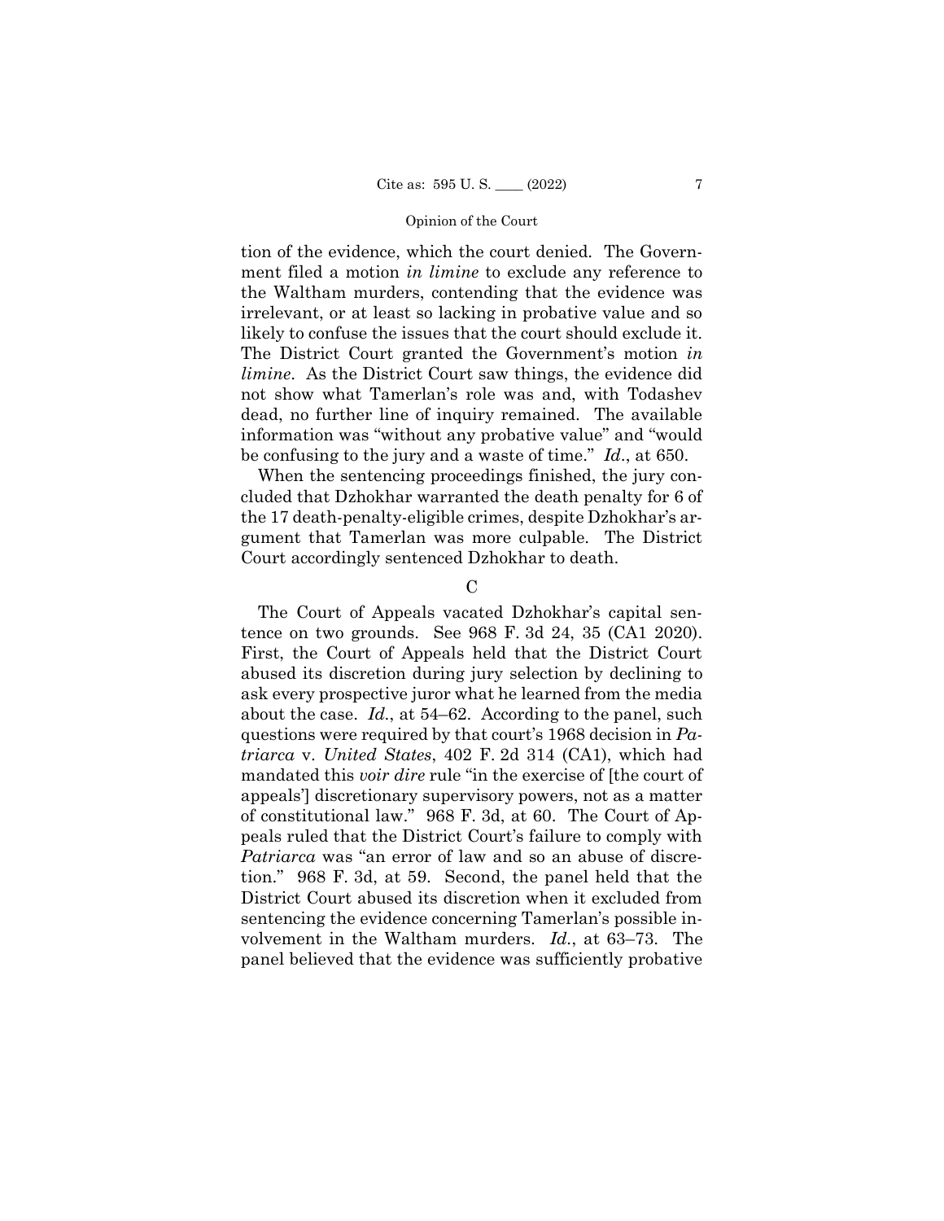tion of the evidence, which the court denied. The Government filed a motion *in limine* to exclude any reference to the Waltham murders, contending that the evidence was irrelevant, or at least so lacking in probative value and so likely to confuse the issues that the court should exclude it. The District Court granted the Government's motion *in limine*. As the District Court saw things, the evidence did not show what Tamerlan's role was and, with Todashev dead, no further line of inquiry remained. The available information was "without any probative value" and "would be confusing to the jury and a waste of time." *Id*., at 650.

When the sentencing proceedings finished, the jury concluded that Dzhokhar warranted the death penalty for 6 of the 17 death-penalty-eligible crimes, despite Dzhokhar's argument that Tamerlan was more culpable. The District Court accordingly sentenced Dzhokhar to death.

### C

The Court of Appeals vacated Dzhokhar's capital sentence on two grounds. See 968 F. 3d 24, 35 (CA1 2020). First, the Court of Appeals held that the District Court abused its discretion during jury selection by declining to ask every prospective juror what he learned from the media about the case. *Id.*, at 54–62. According to the panel, such questions were required by that court's 1968 decision in *Patriarca* v. *United States*, 402 F. 2d 314 (CA1), which had mandated this *voir dire* rule "in the exercise of [the court of appeals'] discretionary supervisory powers, not as a matter of constitutional law." 968 F. 3d, at 60. The Court of Appeals ruled that the District Court's failure to comply with *Patriarca* was "an error of law and so an abuse of discretion." 968 F. 3d, at 59. Second, the panel held that the District Court abused its discretion when it excluded from sentencing the evidence concerning Tamerlan's possible involvement in the Waltham murders. *Id.*, at 63–73. The panel believed that the evidence was sufficiently probative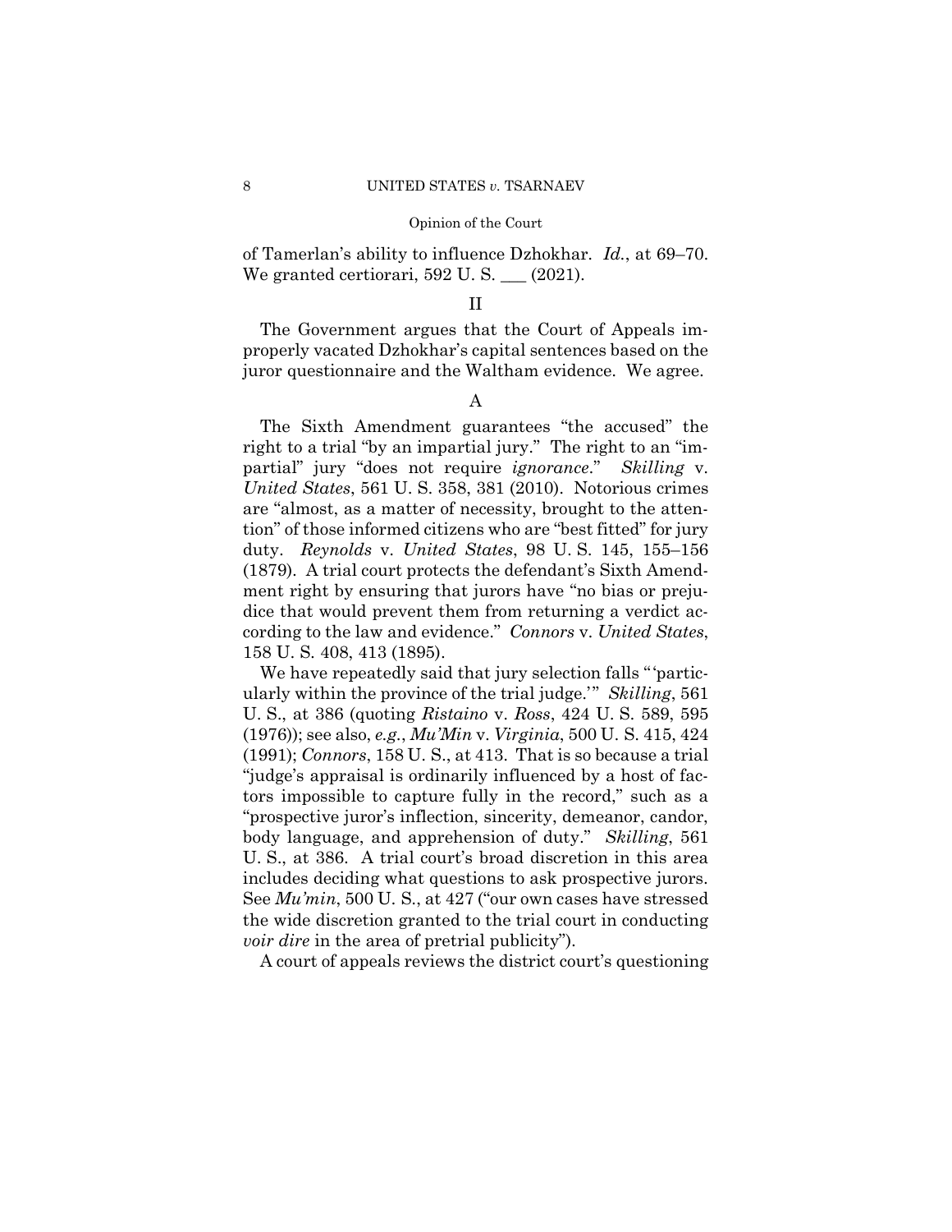of Tamerlan's ability to influence Dzhokhar. *Id.*, at 69–70. We granted certiorari, 592 U. S. ___ (2021).

## II

The Government argues that the Court of Appeals improperly vacated Dzhokhar's capital sentences based on the juror questionnaire and the Waltham evidence. We agree.

### A

The Sixth Amendment guarantees "the accused" the right to a trial "by an impartial jury." The right to an "impartial" jury "does not require *ignorance*." *Skilling* v. *United States*, 561 U. S. 358, 381 (2010). Notorious crimes are "almost, as a matter of necessity, brought to the attention" of those informed citizens who are "best fitted" for jury duty. *Reynolds* v. *United States*, 98 U. S. 145, 155–156 (1879). A trial court protects the defendant's Sixth Amendment right by ensuring that jurors have "no bias or prejudice that would prevent them from returning a verdict according to the law and evidence." *Connors* v. *United States*, 158 U. S. 408, 413 (1895).

We have repeatedly said that jury selection falls "'particularly within the province of the trial judge.'" *Skilling*, 561 U. S., at 386 (quoting *Ristaino* v. *Ross*, 424 U. S. 589, 595 (1976)); see also, *e.g.*, *Mu'Min* v. *Virginia*, 500 U. S. 415, 424 (1991); *Connors*, 158 U. S., at 413. That is so because a trial "judge's appraisal is ordinarily influenced by a host of factors impossible to capture fully in the record," such as a "prospective juror's inflection, sincerity, demeanor, candor, body language, and apprehension of duty." *Skilling*, 561 U. S., at 386. A trial court's broad discretion in this area includes deciding what questions to ask prospective jurors. See *Mu'min*, 500 U. S., at 427 ("our own cases have stressed the wide discretion granted to the trial court in conducting *voir dire* in the area of pretrial publicity").

A court of appeals reviews the district court's questioning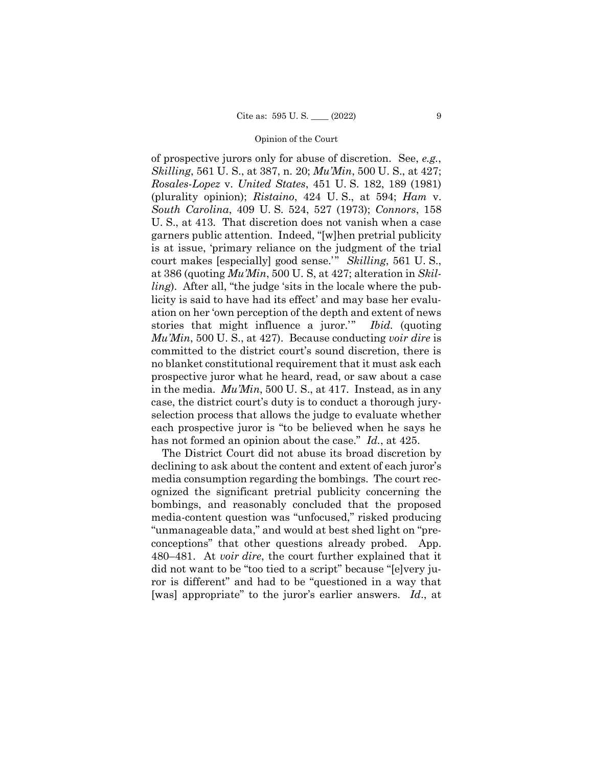of prospective jurors only for abuse of discretion. See, *e.g.*, *Skilling*, 561 U. S., at 387, n. 20; *Mu'Min*, 500 U. S., at 427; *Rosales-Lopez* v. *United States*, 451 U. S. 182, 189 (1981) (plurality opinion); *Ristaino*, 424 U. S., at 594; *Ham* v. *South Carolina*, 409 U. S. 524, 527 (1973); *Connors*, 158 U. S., at 413. That discretion does not vanish when a case garners public attention. Indeed, "[w]hen pretrial publicity is at issue, 'primary reliance on the judgment of the trial court makes [especially] good sense.'" *Skilling*, 561 U. S., at 386 (quoting *Mu'Min*, 500 U. S., at 427; alteration in *Skilling*). After all, "the judge 'sits in the locale where the publicity is said to have had its effect' and may base her evaluation on her 'own perception of the depth and extent of news stories that might influence a juror.'" *Ibid.* (quoting *Mu'Min*, 500 U. S., at 427). Because conducting *voir dire* is committed to the district court's sound discretion, there is no blanket constitutional requirement that it must ask each prospective juror what he heard, read, or saw about a case in the media. *Mu'Min*, 500 U. S., at 417. Instead, as in any case, the district court's duty is to conduct a thorough jury-selection process that allows the judge to evaluate whether each prospective juror is "to be believed when he says he has not formed an opinion about the case." *Id.*, at 425.

The District Court did not abuse its broad discretion by declining to ask about the content and extent of each juror's media consumption regarding the bombings. The court recognized the significant pretrial publicity concerning the bombings, and reasonably concluded that the proposed media-content question was "unfocused," risked producing "unmanageable data," and would at best shed light on "preconceptions" that other questions already probed. App. 480–481. At *voir dire*, the court further explained that it did not want to be "too tied to a script" because "[e]very juror is different" and had to be "questioned in a way that [was] appropriate" to the juror's earlier answers. *Id*., at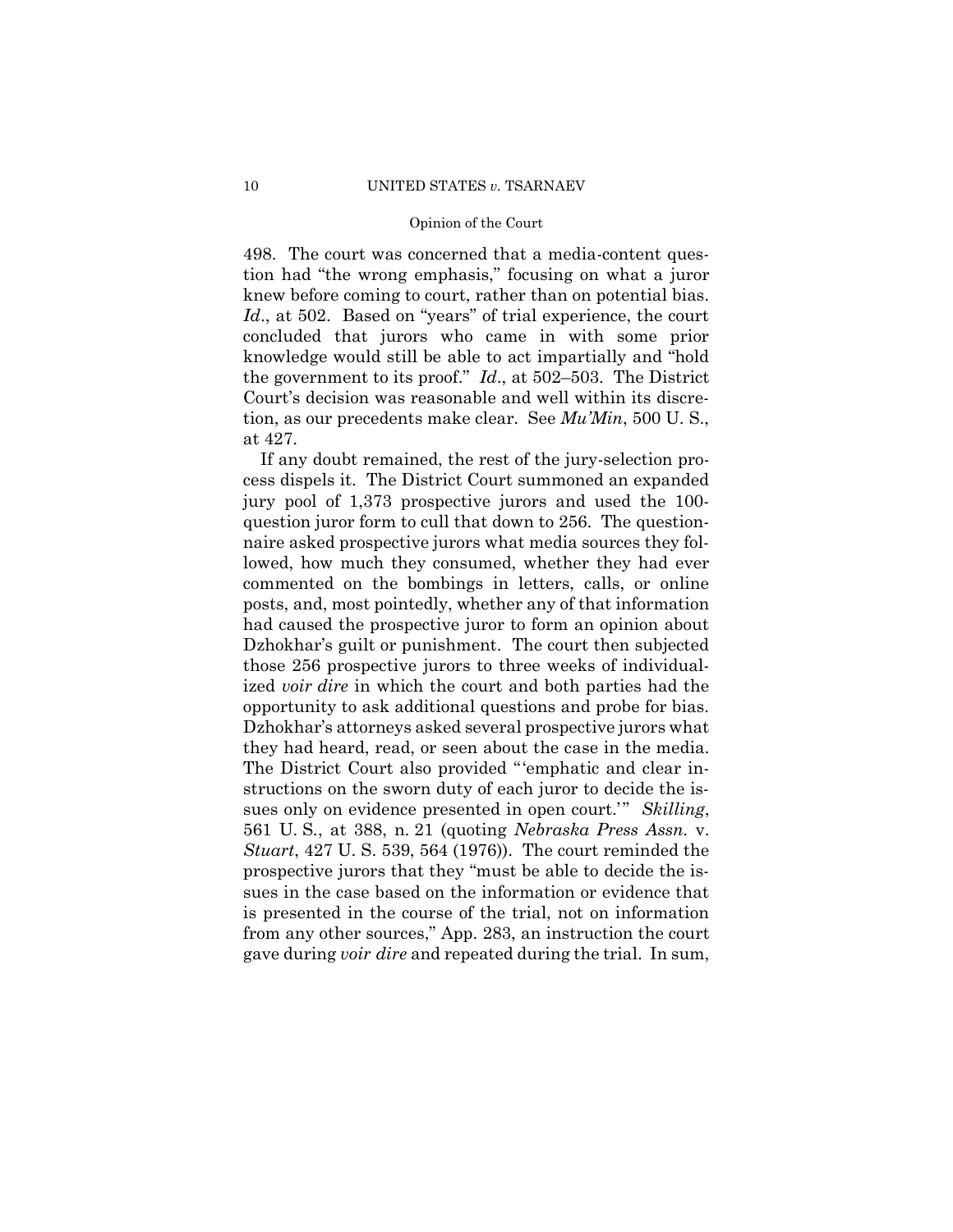498. The court was concerned that a media-content question had "the wrong emphasis," focusing on what a juror knew before coming to court, rather than on potential bias. *Id*., at 502. Based on "years" of trial experience, the court concluded that jurors who came in with some prior knowledge would still be able to act impartially and "hold the government to its proof." *Id*., at 502–503. The District Court's decision was reasonable and well within its discretion, as our precedents make clear. See *Mu'Min*, 500 U. S., at 427.

If any doubt remained, the rest of the jury-selection process dispels it. The District Court summoned an expanded jury pool of 1,373 prospective jurors and used the 100-question juror form to cull that down to 256. The questionnaire asked prospective jurors what media sources they followed, how much they consumed, whether they had ever commented on the bombings in letters, calls, or online posts, and, most pointedly, whether any of that information had caused the prospective juror to form an opinion about Dzhokhar's guilt or punishment. The court then subjected those 256 prospective jurors to three weeks of individualized *voir dire* in which the court and both parties had the opportunity to ask additional questions and probe for bias. Dzhokhar's attorneys asked several prospective jurors what they had heard, read, or seen about the case in the media. The District Court also provided "'emphatic and clear instructions on the sworn duty of each juror to decide the issues only on evidence presented in open court.'" *Skilling*, 561 U. S., at 388, n. 21 (quoting *Nebraska Press Assn.* v. *Stuart*, 427 U. S. 539, 564 (1976)). The court reminded the prospective jurors that they "must be able to decide the issues in the case based on the information or evidence that is presented in the course of the trial, not on information from any other sources," App. 283, an instruction the court gave during *voir dire* and repeated during the trial. In sum,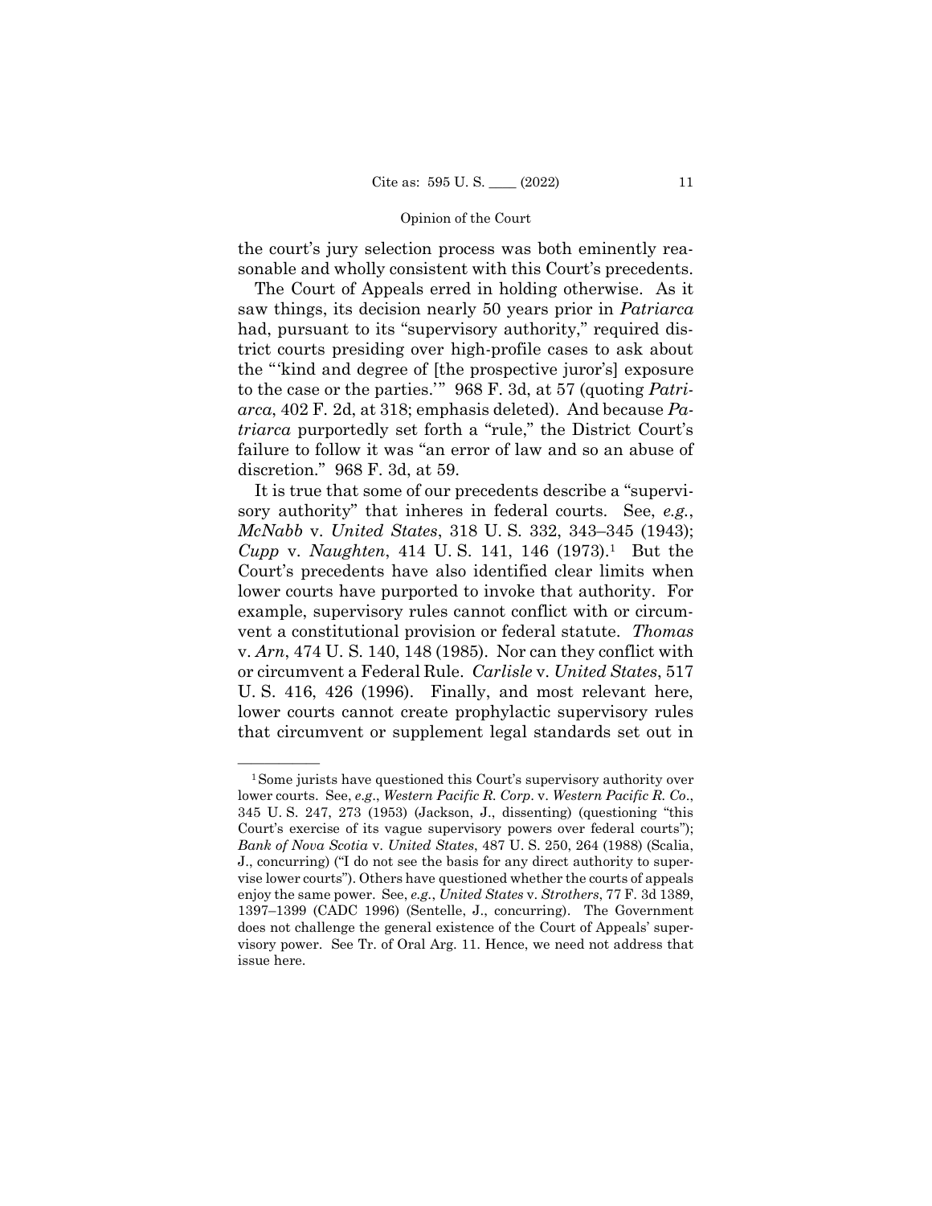the court's jury selection process was both eminently reasonable and wholly consistent with this Court's precedents.

The Court of Appeals erred in holding otherwise. As it saw things, its decision nearly 50 years prior in *Patriarca* had, pursuant to its "supervisory authority," required district courts presiding over high-profile cases to ask about the "'kind and degree of [the prospective juror's] exposure to the case or the parties.'" 968 F. 3d, at 57 (quoting *Patriarca*, 402 F. 2d, at 318; emphasis deleted). And because *Patriarca* purportedly set forth a "rule," the District Court's failure to follow it was "an error of law and so an abuse of discretion." 968 F. 3d, at 59.

It is true that some of our precedents describe a "supervisory authority" that inheres in federal courts. See, *e.g.*, *McNabb* v. *United States*, 318 U. S. 332, 343–345 (1943); *Cupp* v. *Naughten*, 414 U. S. 141, 146 (1973).[1] But the Court's precedents have also identified clear limits when lower courts have purported to invoke that authority. For example, supervisory rules cannot conflict with or circumvent a constitutional provision or federal statute. *Thomas* v. *Arn*, 474 U. S. 140, 148 (1985). Nor can they conflict with or circumvent a Federal Rule. *Carlisle* v. *United States*, 517 U. S. 416, 426 (1996). Finally, and most relevant here, lower courts cannot create prophylactic supervisory rules that circumvent or supplement legal standards set out in

---

[1] Some jurists have questioned this Court's supervisory authority over lower courts. See, *e.g.*, *Western Pacific R. Corp.* v. *Western Pacific R. Co.*, 345 U. S. 247, 273 (1953) (Jackson, J., dissenting) (questioning "this Court's exercise of its vague supervisory powers over federal courts"); *Bank of Nova Scotia* v. *United States*, 487 U. S. 250, 264 (1988) (Scalia, J., concurring) ("I do not see the basis for any direct authority to supervise lower courts"). Others have questioned whether the courts of appeals enjoy the same power. See, *e.g.*, *United States* v. *Strothers*, 77 F. 3d 1389, 1397–1399 (CADC 1996) (Sentelle, J., concurring). The Government does not challenge the general existence of the Court of Appeals' supervisory power. See Tr. of Oral Arg. 11. Hence, we need not address that issue here.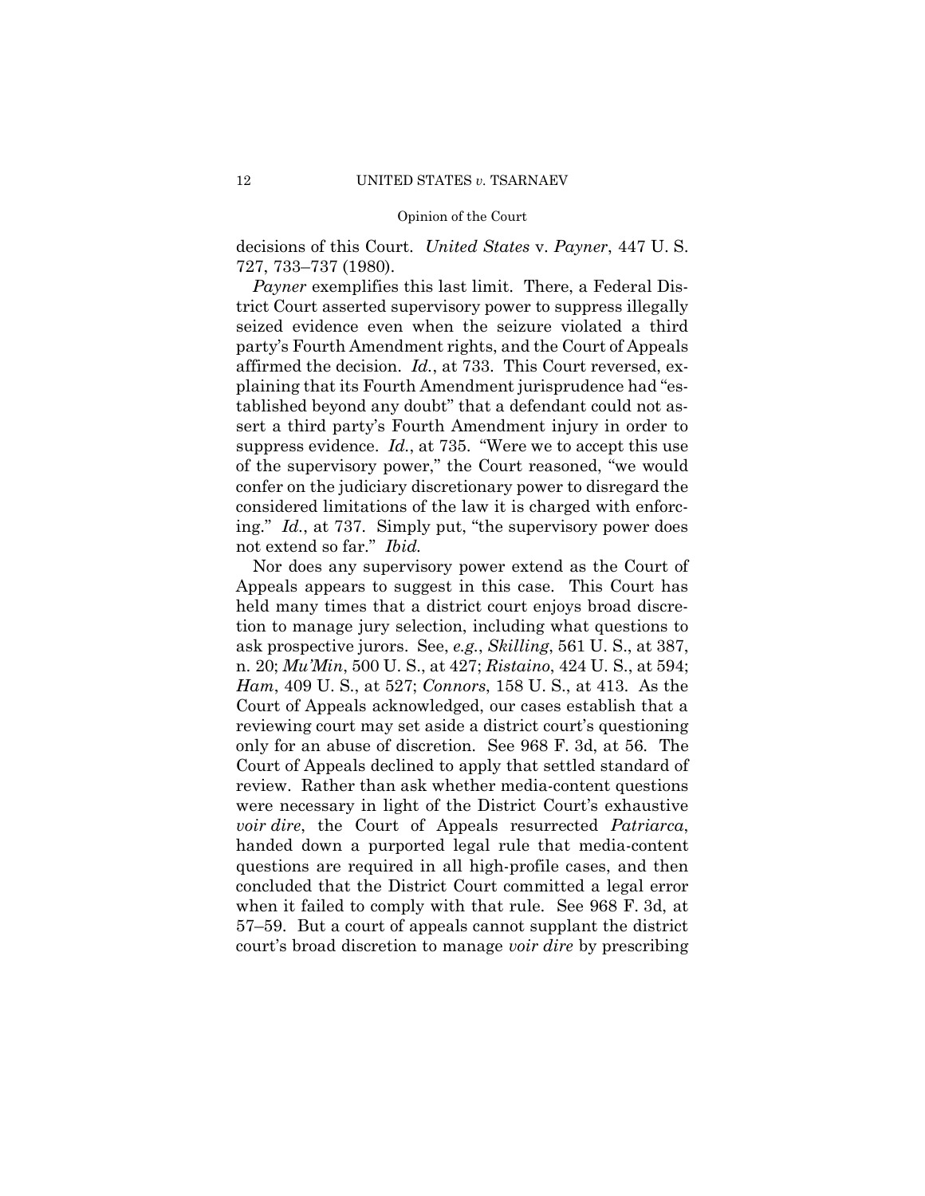decisions of this Court. *United States* v. *Payner*, 447 U. S. 727, 733–737 (1980).

*Payner* exemplifies this last limit. There, a Federal District Court asserted supervisory power to suppress illegally seized evidence even when the seizure violated a third party's Fourth Amendment rights, and the Court of Appeals affirmed the decision. *Id.*, at 733. This Court reversed, explaining that its Fourth Amendment jurisprudence had "established beyond any doubt" that a defendant could not assert a third party's Fourth Amendment injury in order to suppress evidence. *Id.*, at 735. "Were we to accept this use of the supervisory power," the Court reasoned, "we would confer on the judiciary discretionary power to disregard the considered limitations of the law it is charged with enforcing." *Id.*, at 737. Simply put, "the supervisory power does not extend so far." *Ibid.*

Nor does any supervisory power extend as the Court of Appeals appears to suggest in this case. This Court has held many times that a district court enjoys broad discretion to manage jury selection, including what questions to ask prospective jurors. See, *e.g.*, *Skilling*, 561 U. S., at 387, n. 20; *Mu'Min*, 500 U. S., at 427; *Ristaino*, 424 U. S., at 594; *Ham*, 409 U. S., at 527; *Connors*, 158 U. S., at 413. As the Court of Appeals acknowledged, our cases establish that a reviewing court may set aside a district court's questioning only for an abuse of discretion. See 968 F. 3d, at 56. The Court of Appeals declined to apply that settled standard of review. Rather than ask whether media-content questions were necessary in light of the District Court's exhaustive *voir dire*, the Court of Appeals resurrected *Patriarca*, handed down a purported legal rule that media-content questions are required in all high-profile cases, and then concluded that the District Court committed a legal error when it failed to comply with that rule. See 968 F. 3d, at 57–59. But a court of appeals cannot supplant the district court's broad discretion to manage *voir dire* by prescribing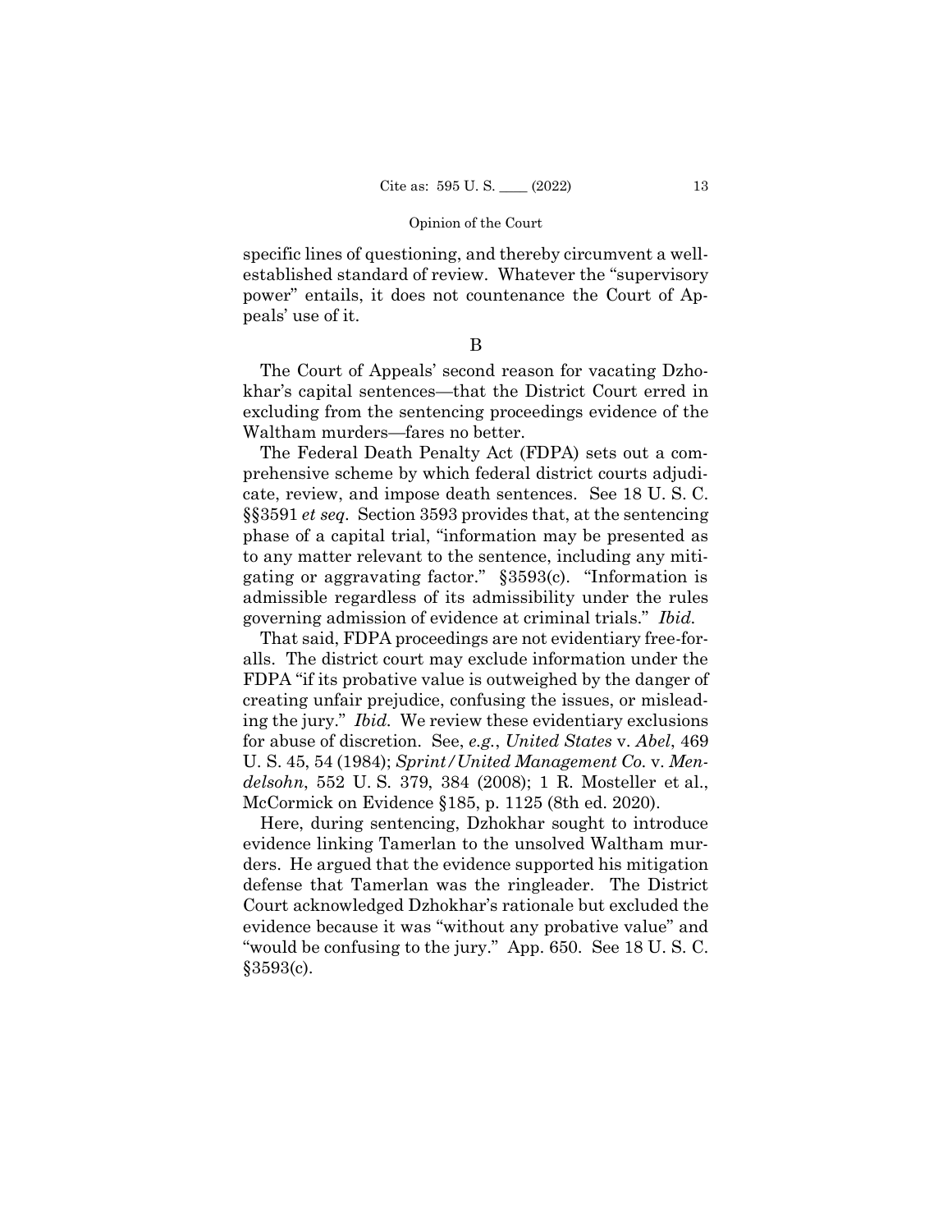specific lines of questioning, and thereby circumvent a well-established standard of review. Whatever the "supervisory power" entails, it does not countenance the Court of Appeals' use of it.

B

The Court of Appeals' second reason for vacating Dzhokhar's capital sentences—that the District Court erred in excluding from the sentencing proceedings evidence of the Waltham murders—fares no better.

The Federal Death Penalty Act (FDPA) sets out a comprehensive scheme by which federal district courts adjudicate, review, and impose death sentences. See 18 U. S. C. §§3591 *et seq.* Section 3593 provides that, at the sentencing phase of a capital trial, "information may be presented as to any matter relevant to the sentence, including any mitigating or aggravating factor." §3593(c). "Information is admissible regardless of its admissibility under the rules governing admission of evidence at criminal trials." *Ibid.*

That said, FDPA proceedings are not evidentiary free-for-alls. The district court may exclude information under the FDPA "if its probative value is outweighed by the danger of creating unfair prejudice, confusing the issues, or misleading the jury." *Ibid.* We review these evidentiary exclusions for abuse of discretion. See, *e.g.*, *United States* v. *Abel*, 469 U. S. 45, 54 (1984); *Sprint/United Management Co.* v. *Mendelsohn*, 552 U. S. 379, 384 (2008); 1 R. Mosteller et al., McCormick on Evidence §185, p. 1125 (8th ed. 2020).

Here, during sentencing, Dzhokhar sought to introduce evidence linking Tamerlan to the unsolved Waltham murders. He argued that the evidence supported his mitigation defense that Tamerlan was the ringleader. The District Court acknowledged Dzhokhar's rationale but excluded the evidence because it was "without any probative value" and "would be confusing to the jury." App. 650. See 18 U. S. C. §3593(c).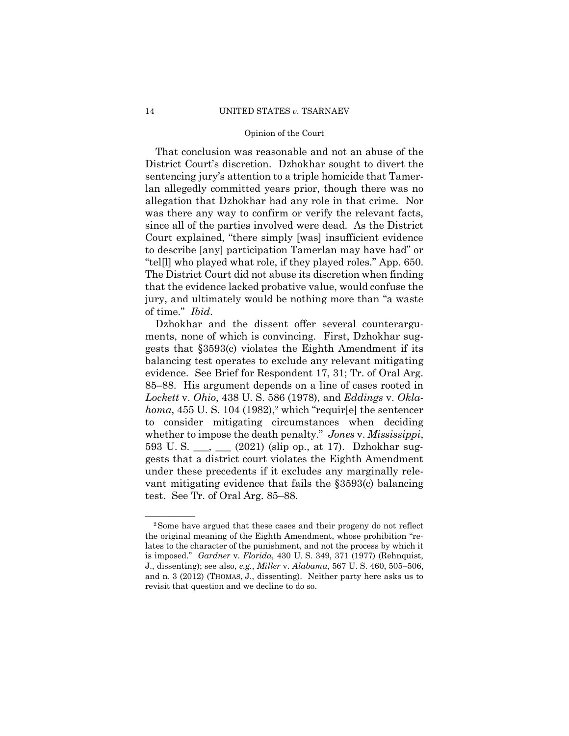That conclusion was reasonable and not an abuse of the District Court's discretion. Dzhokhar sought to divert the sentencing jury's attention to a triple homicide that Tamerlan allegedly committed years prior, though there was no allegation that Dzhokhar had any role in that crime. Nor was there any way to confirm or verify the relevant facts, since all of the parties involved were dead. As the District Court explained, "there simply [was] insufficient evidence to describe [any] participation Tamerlan may have had" or "tel[l] who played what role, if they played roles." App. 650. The District Court did not abuse its discretion when finding that the evidence lacked probative value, would confuse the jury, and ultimately would be nothing more than "a waste of time." *Ibid*.

Dzhokhar and the dissent offer several counterarguments, none of which is convincing. First, Dzhokhar suggests that §3593(c) violates the Eighth Amendment if its balancing test operates to exclude any relevant mitigating evidence. See Brief for Respondent 17, 31; Tr. of Oral Arg. 85–88. His argument depends on a line of cases rooted in *Lockett* v. *Ohio*, 438 U. S. 586 (1978), and *Eddings* v. *Oklahoma*, 455 U. S. 104 (1982),[2] which "requir[e] the sentencer to consider mitigating circumstances when deciding whether to impose the death penalty." *Jones* v. *Mississippi*, 593 U. S. \_\_\_, \_\_\_ (2021) (slip op., at 17). Dzhokhar suggests that a district court violates the Eighth Amendment under these precedents if it excludes any marginally relevant mitigating evidence that fails the §3593(c) balancing test. See Tr. of Oral Arg. 85–88.

---

[2] Some have argued that these cases and their progeny do not reflect the original meaning of the Eighth Amendment, whose prohibition "relates to the character of the punishment, and not the process by which it is imposed." *Gardner* v. *Florida*, 430 U. S. 349, 371 (1977) (Rehnquist, J., dissenting); see also, *e.g.*, *Miller* v. *Alabama*, 567 U. S. 460, 505–506, and n. 3 (2012) (THOMAS, J., dissenting). Neither party here asks us to revisit that question and we decline to do so.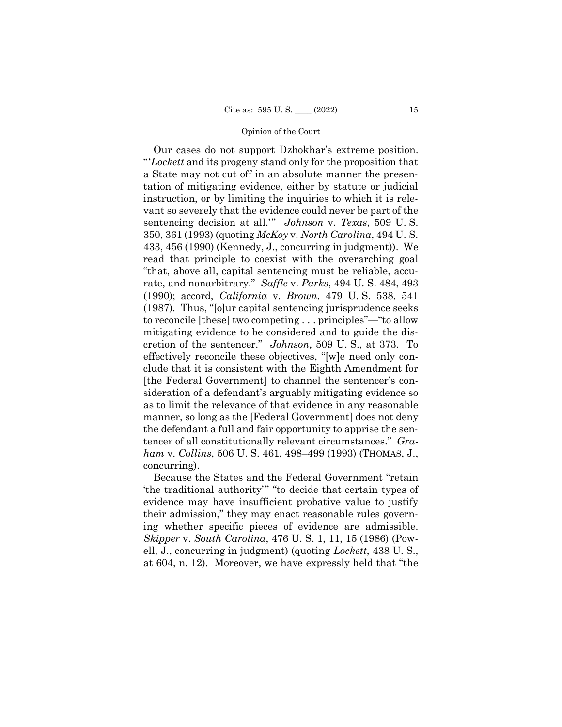Our cases do not support Dzhokhar's extreme position. "'*Lockett* and its progeny stand only for the proposition that a State may not cut off in an absolute manner the presentation of mitigating evidence, either by statute or judicial instruction, or by limiting the inquiries to which it is relevant so severely that the evidence could never be part of the sentencing decision at all.'" *Johnson* v. *Texas*, 509 U. S. 350, 361 (1993) (quoting *McKoy* v. *North Carolina*, 494 U. S. 433, 456 (1990) (Kennedy, J., concurring in judgment)). We read that principle to coexist with the overarching goal "that, above all, capital sentencing must be reliable, accurate, and nonarbitrary." *Saffle* v. *Parks*, 494 U. S. 484, 493 (1990); accord, *California* v. *Brown*, 479 U. S. 538, 541 (1987). Thus, "[o]ur capital sentencing jurisprudence seeks to reconcile [these] two competing . . . principles"—"to allow mitigating evidence to be considered and to guide the discretion of the sentencer." *Johnson*, 509 U. S., at 373. To effectively reconcile these objectives, "[w]e need only conclude that it is consistent with the Eighth Amendment for [the Federal Government] to channel the sentencer's consideration of a defendant's arguably mitigating evidence so as to limit the relevance of that evidence in any reasonable manner, so long as the [Federal Government] does not deny the defendant a full and fair opportunity to apprise the sentencer of all constitutionally relevant circumstances." *Graham* v. *Collins*, 506 U. S. 461, 498–499 (1993) (THOMAS, J., concurring).

Because the States and the Federal Government "retain 'the traditional authority'" "to decide that certain types of evidence may have insufficient probative value to justify their admission," they may enact reasonable rules governing whether specific pieces of evidence are admissible. *Skipper* v. *South Carolina*, 476 U. S. 1, 11, 15 (1986) (Powell, J., concurring in judgment) (quoting *Lockett*, 438 U. S., at 604, n. 12). Moreover, we have expressly held that "the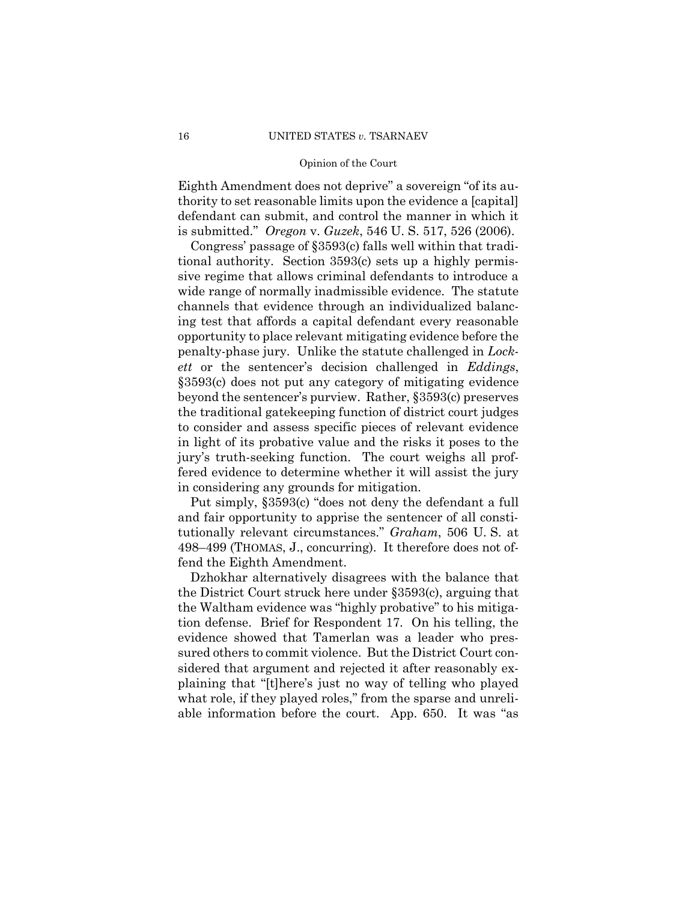Eighth Amendment does not deprive" a sovereign "of its authority to set reasonable limits upon the evidence a [capital] defendant can submit, and control the manner in which it is submitted." *Oregon* v. *Guzek*, 546 U. S. 517, 526 (2006).

Congress' passage of §3593(c) falls well within that traditional authority. Section 3593(c) sets up a highly permissive regime that allows criminal defendants to introduce a wide range of normally inadmissible evidence. The statute channels that evidence through an individualized balancing test that affords a capital defendant every reasonable opportunity to place relevant mitigating evidence before the penalty-phase jury. Unlike the statute challenged in *Lockett* or the sentencer's decision challenged in *Eddings*, §3593(c) does not put any category of mitigating evidence beyond the sentencer's purview. Rather, §3593(c) preserves the traditional gatekeeping function of district court judges to consider and assess specific pieces of relevant evidence in light of its probative value and the risks it poses to the jury's truth-seeking function. The court weighs all proffered evidence to determine whether it will assist the jury in considering any grounds for mitigation.

Put simply, §3593(c) "does not deny the defendant a full and fair opportunity to apprise the sentencer of all constitutionally relevant circumstances." *Graham*, 506 U. S. at 498–499 (THOMAS, J., concurring). It therefore does not offend the Eighth Amendment.

Dzhokhar alternatively disagrees with the balance that the District Court struck here under §3593(c), arguing that the Waltham evidence was "highly probative" to his mitigation defense. Brief for Respondent 17. On his telling, the evidence showed that Tamerlan was a leader who pressured others to commit violence. But the District Court considered that argument and rejected it after reasonably explaining that "[t]here's just no way of telling who played what role, if they played roles," from the sparse and unreliable information before the court. App. 650. It was "as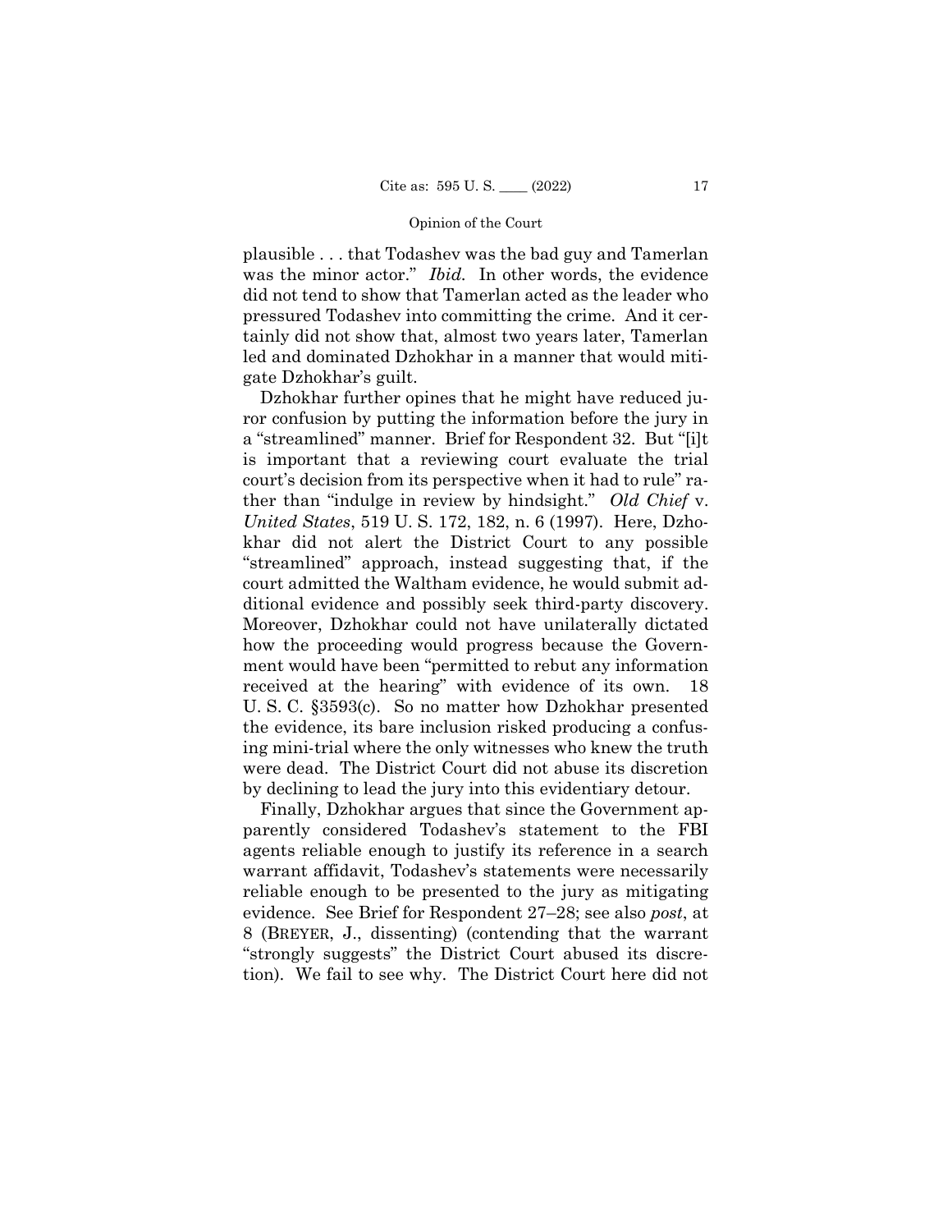plausible . . . that Todashev was the bad guy and Tamerlan was the minor actor." *Ibid.* In other words, the evidence did not tend to show that Tamerlan acted as the leader who pressured Todashev into committing the crime. And it certainly did not show that, almost two years later, Tamerlan led and dominated Dzhokhar in a manner that would mitigate Dzhokhar's guilt.

Dzhokhar further opines that he might have reduced juror confusion by putting the information before the jury in a "streamlined" manner. Brief for Respondent 32. But "[i]t is important that a reviewing court evaluate the trial court's decision from its perspective when it had to rule" rather than "indulge in review by hindsight." *Old Chief* v. *United States*, 519 U. S. 172, 182, n. 6 (1997). Here, Dzhokhar did not alert the District Court to any possible "streamlined" approach, instead suggesting that, if the court admitted the Waltham evidence, he would submit additional evidence and possibly seek third-party discovery. Moreover, Dzhokhar could not have unilaterally dictated how the proceeding would progress because the Government would have been "permitted to rebut any information received at the hearing" with evidence of its own. 18 U. S. C. §3593(c). So no matter how Dzhokhar presented the evidence, its bare inclusion risked producing a confusing mini-trial where the only witnesses who knew the truth were dead. The District Court did not abuse its discretion by declining to lead the jury into this evidentiary detour.

Finally, Dzhokhar argues that since the Government apparently considered Todashev's statement to the FBI agents reliable enough to justify its reference in a search warrant affidavit, Todashev's statements were necessarily reliable enough to be presented to the jury as mitigating evidence. See Brief for Respondent 27–28; see also *post*, at 8 (BREYER, J., dissenting) (contending that the warrant "strongly suggests" the District Court abused its discretion). We fail to see why. The District Court here did not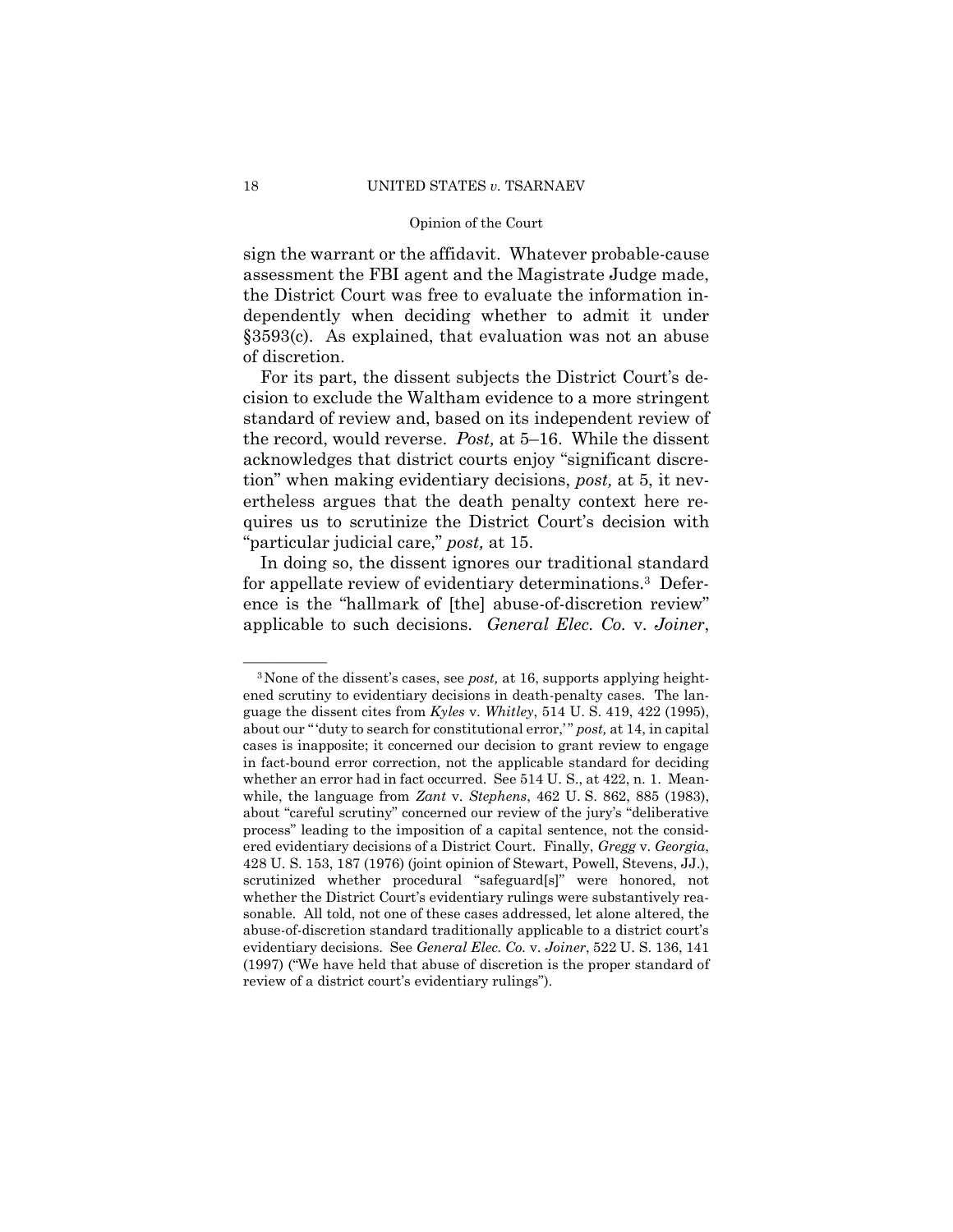sign the warrant or the affidavit. Whatever probable-cause assessment the FBI agent and the Magistrate Judge made, the District Court was free to evaluate the information independently when deciding whether to admit it under §3593(c). As explained, that evaluation was not an abuse of discretion.

For its part, the dissent subjects the District Court's decision to exclude the Waltham evidence to a more stringent standard of review and, based on its independent review of the record, would reverse. *Post,* at 5–16. While the dissent acknowledges that district courts enjoy "significant discretion" when making evidentiary decisions, *post,* at 5, it nevertheless argues that the death penalty context here requires us to scrutinize the District Court's decision with "particular judicial care," *post,* at 15.

In doing so, the dissent ignores our traditional standard for appellate review of evidentiary determinations.[3] Deference is the "hallmark of [the] abuse-of-discretion review" applicable to such decisions. *General Elec. Co.* v. *Joiner*,

---

[3] None of the dissent's cases, see *post,* at 16, supports applying heightened scrutiny to evidentiary decisions in death-penalty cases. The language the dissent cites from *Kyles* v. *Whitley*, 514 U. S. 419, 422 (1995), about our "'duty to search for constitutional error,'" *post,* at 14, in capital cases is inapposite; it concerned our decision to grant review to engage in fact-bound error correction, not the applicable standard for deciding whether an error had in fact occurred. See 514 U. S., at 422, n. 1. Meanwhile, the language from *Zant* v. *Stephens*, 462 U. S. 862, 885 (1983), about "careful scrutiny" concerned our review of the jury's "deliberative process" leading to the imposition of a capital sentence, not the considered evidentiary decisions of a District Court. Finally, *Gregg* v. *Georgia*, 428 U. S. 153, 187 (1976) (joint opinion of Stewart, Powell, Stevens, JJ.), scrutinized whether procedural "safeguard[s]" were honored, not whether the District Court's evidentiary rulings were substantively reasonable. All told, not one of these cases addressed, let alone altered, the abuse-of-discretion standard traditionally applicable to a district court's evidentiary decisions. See *General Elec. Co.* v. *Joiner*, 522 U. S. 136, 141 (1997) ("We have held that abuse of discretion is the proper standard of review of a district court's evidentiary rulings").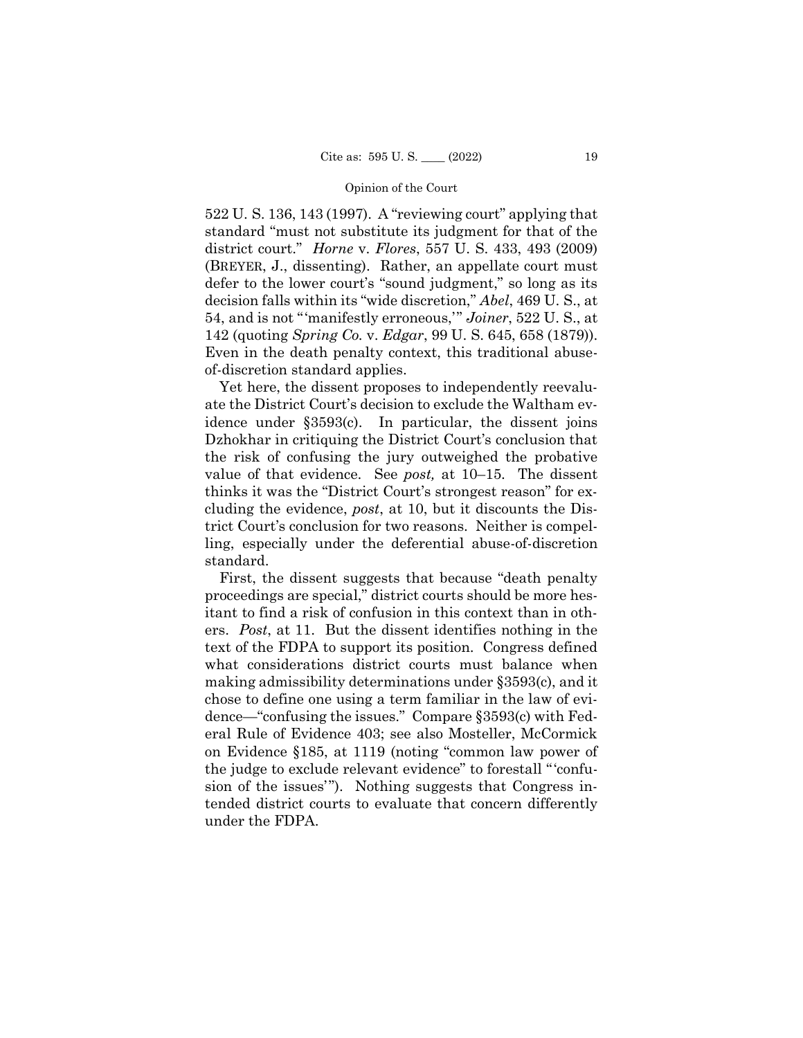522 U. S. 136, 143 (1997). A "reviewing court" applying that standard "must not substitute its judgment for that of the district court." *Horne* v. *Flores*, 557 U. S. 433, 493 (2009) (BREYER, J., dissenting). Rather, an appellate court must defer to the lower court's "sound judgment," so long as its decision falls within its "wide discretion," *Abel*, 469 U. S., at 54, and is not "'manifestly erroneous,'" *Joiner*, 522 U. S., at 142 (quoting *Spring Co.* v. *Edgar*, 99 U. S. 645, 658 (1879)). Even in the death penalty context, this traditional abuse-of-discretion standard applies.

Yet here, the dissent proposes to independently reevaluate the District Court's decision to exclude the Waltham evidence under §3593(c). In particular, the dissent joins Dzhokhar in critiquing the District Court's conclusion that the risk of confusing the jury outweighed the probative value of that evidence. See *post,* at 10–15. The dissent thinks it was the "District Court's strongest reason" for excluding the evidence, *post*, at 10, but it discounts the District Court's conclusion for two reasons. Neither is compelling, especially under the deferential abuse-of-discretion standard.

First, the dissent suggests that because "death penalty proceedings are special," district courts should be more hesitant to find a risk of confusion in this context than in others. *Post*, at 11. But the dissent identifies nothing in the text of the FDPA to support its position. Congress defined what considerations district courts must balance when making admissibility determinations under §3593(c), and it chose to define one using a term familiar in the law of evidence—"confusing the issues." Compare §3593(c) with Federal Rule of Evidence 403; see also Mosteller, McCormick on Evidence §185, at 1119 (noting "common law power of the judge to exclude relevant evidence" to forestall "'confusion of the issues'"). Nothing suggests that Congress intended district courts to evaluate that concern differently under the FDPA.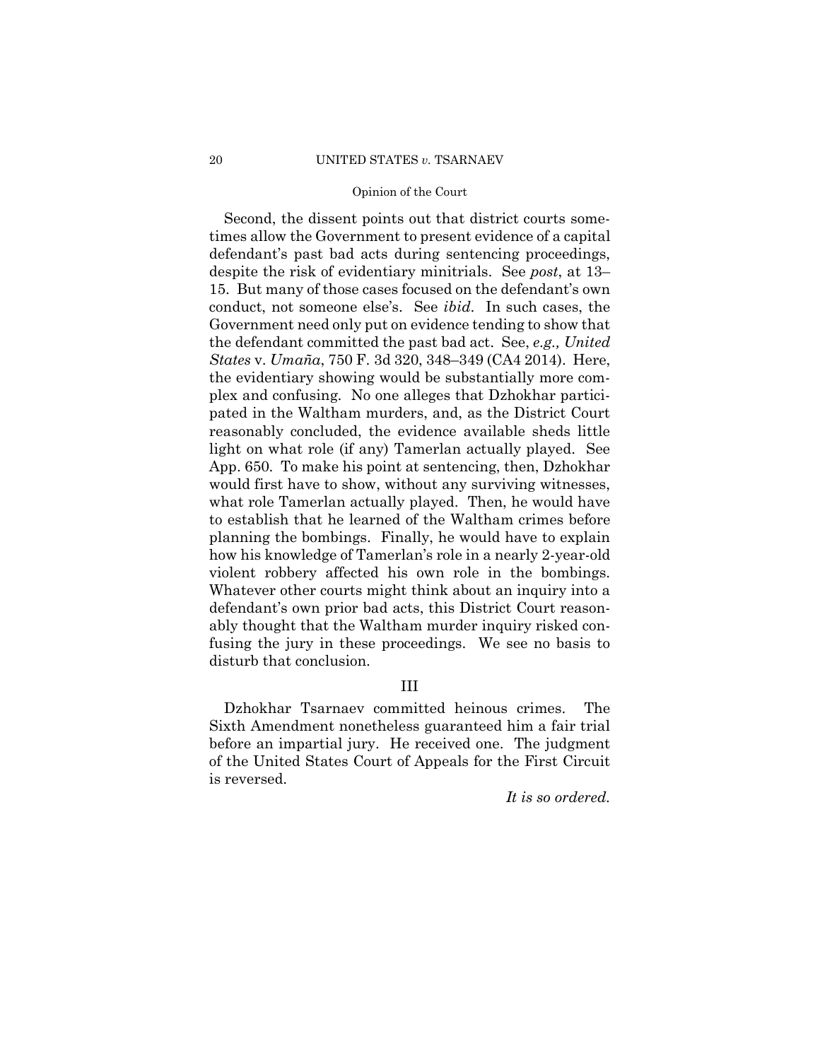Second, the dissent points out that district courts sometimes allow the Government to present evidence of a capital defendant's past bad acts during sentencing proceedings, despite the risk of evidentiary minitrials. See *post*, at 13–15. But many of those cases focused on the defendant's own conduct, not someone else's. See *ibid*. In such cases, the Government need only put on evidence tending to show that the defendant committed the past bad act. See, *e.g., United States* v. *Umaña*, 750 F. 3d 320, 348–349 (CA4 2014). Here, the evidentiary showing would be substantially more complex and confusing. No one alleges that Dzhokhar participated in the Waltham murders, and, as the District Court reasonably concluded, the evidence available sheds little light on what role (if any) Tamerlan actually played. See App. 650. To make his point at sentencing, then, Dzhokhar would first have to show, without any surviving witnesses, what role Tamerlan actually played. Then, he would have to establish that he learned of the Waltham crimes before planning the bombings. Finally, he would have to explain how his knowledge of Tamerlan's role in a nearly 2-year-old violent robbery affected his own role in the bombings. Whatever other courts might think about an inquiry into a defendant's own prior bad acts, this District Court reasonably thought that the Waltham murder inquiry risked confusing the jury in these proceedings. We see no basis to disturb that conclusion.

## III

Dzhokhar Tsarnaev committed heinous crimes. The Sixth Amendment nonetheless guaranteed him a fair trial before an impartial jury. He received one. The judgment of the United States Court of Appeals for the First Circuit is reversed.

*It is so ordered.*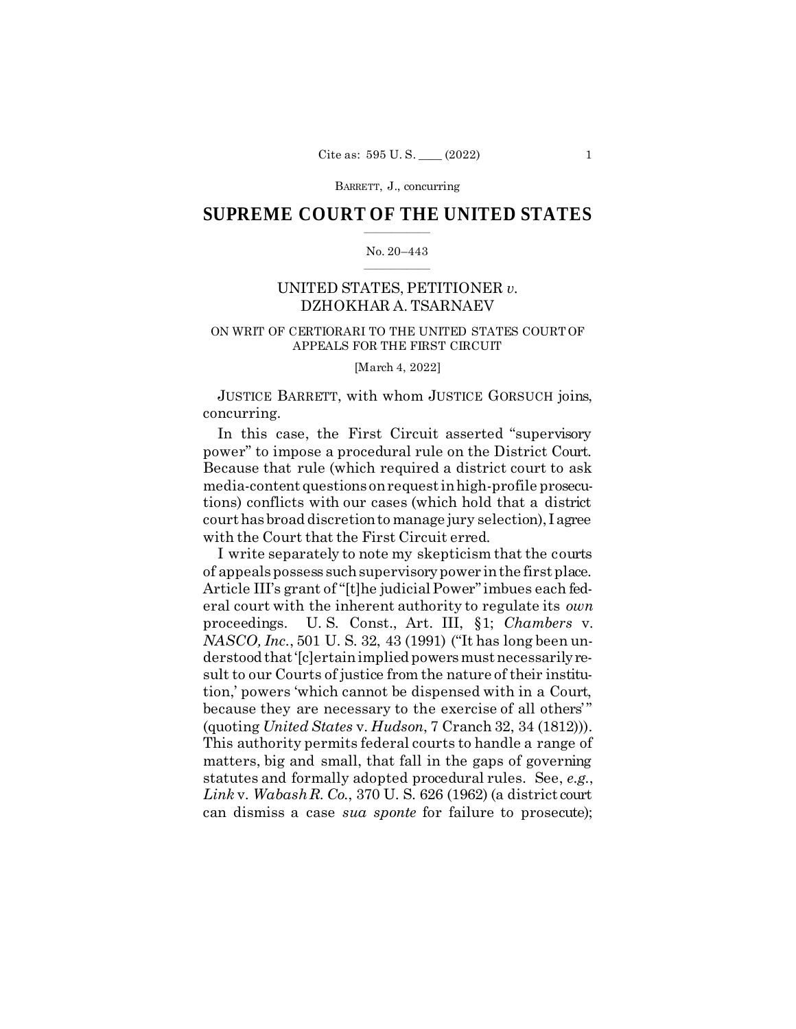## SUPREME COURT OF THE UNITED STATES

No. 20–443

UNITED STATES, PETITIONER *v.* DZHOKHAR A. TSARNAEV

ON WRIT OF CERTIORARI TO THE UNITED STATES COURT OF APPEALS FOR THE FIRST CIRCUIT

[March 4, 2022]

JUSTICE BARRETT, with whom JUSTICE GORSUCH joins, concurring.

In this case, the First Circuit asserted "supervisory power" to impose a procedural rule on the District Court. Because that rule (which required a district court to ask media-content questions on request in high-profile prosecutions) conflicts with our cases (which hold that a district court has broad discretion to manage jury selection), I agree with the Court that the First Circuit erred.

I write separately to note my skepticism that the courts of appeals possess such supervisory power in the first place. Article III's grant of "[t]he judicial Power" imbues each federal court with the inherent authority to regulate its *own* proceedings. U. S. Const., Art. III, §1; *Chambers* v. *NASCO, Inc.*, 501 U. S. 32, 43 (1991) ("It has long been understood that '[c]ertain implied powers must necessarily result to our Courts of justice from the nature of their institution,' powers 'which cannot be dispensed with in a Court, because they are necessary to the exercise of all others'" (quoting *United States* v. *Hudson*, 7 Cranch 32, 34 (1812))). This authority permits federal courts to handle a range of matters, big and small, that fall in the gaps of governing statutes and formally adopted procedural rules. See, *e.g.*, *Link* v. *Wabash R. Co.*, 370 U. S. 626 (1962) (a district court can dismiss a case *sua sponte* for failure to prosecute);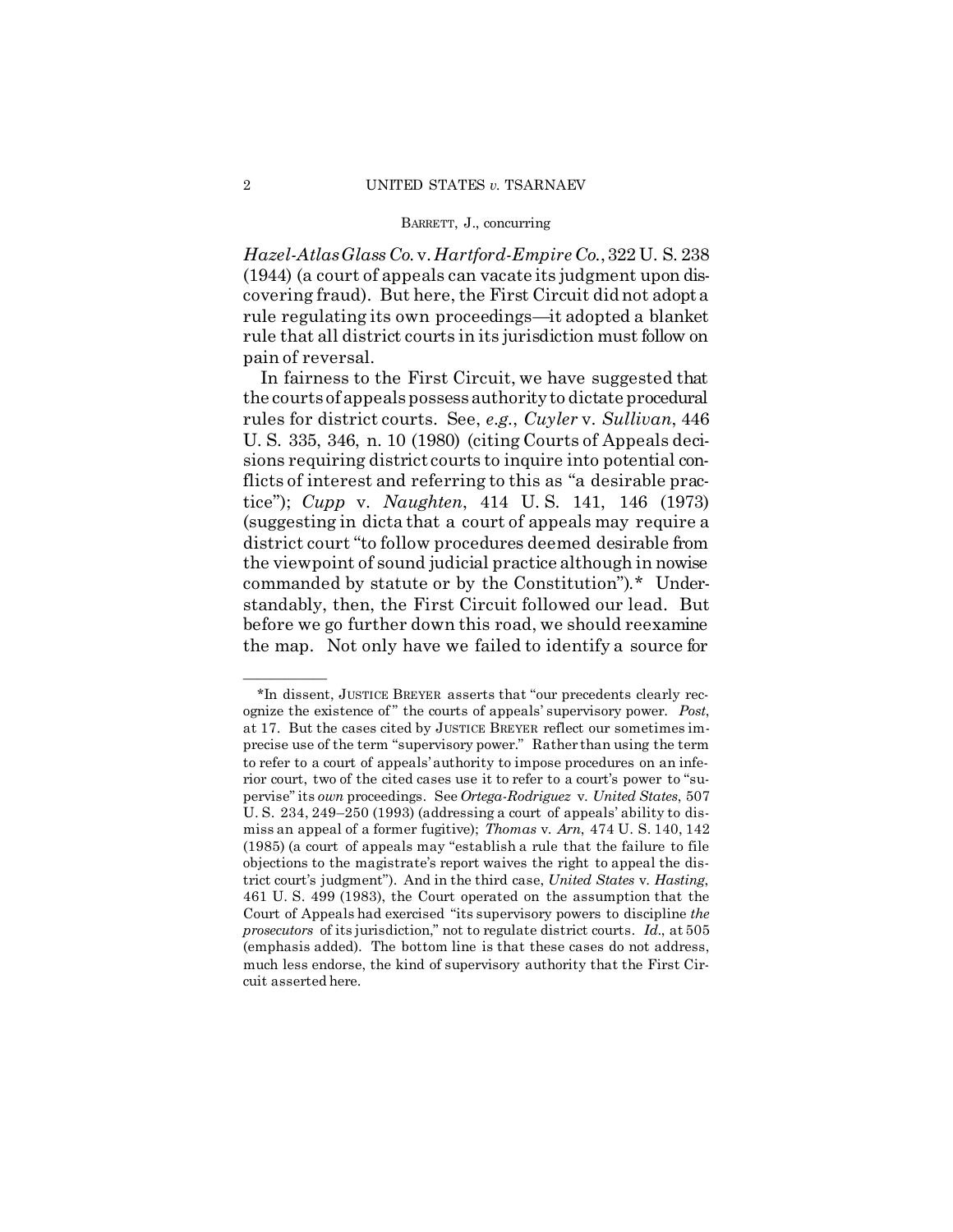*Hazel-Atlas Glass Co.* v. *Hartford-Empire Co.*, 322 U. S. 238 (1944) (a court of appeals can vacate its judgment upon discovering fraud). But here, the First Circuit did not adopt a rule regulating its own proceedings—it adopted a blanket rule that all district courts in its jurisdiction must follow on pain of reversal.

In fairness to the First Circuit, we have suggested that the courts of appeals possess authority to dictate procedural rules for district courts. See, *e.g.*, *Cuyler* v. *Sullivan*, 446 U. S. 335, 346, n. 10 (1980) (citing Courts of Appeals decisions requiring district courts to inquire into potential conflicts of interest and referring to this as "a desirable practice"); *Cupp* v. *Naughten*, 414 U. S. 141, 146 (1973) (suggesting in dicta that a court of appeals may require a district court "to follow procedures deemed desirable from the viewpoint of sound judicial practice although in nowise commanded by statute or by the Constitution").* Understandably, then, the First Circuit followed our lead. But before we go further down this road, we should reexamine the map. Not only have we failed to identify a source for

---

*In dissent, JUSTICE BREYER asserts that "our precedents clearly recognize the existence of" the courts of appeals' supervisory power. *Post*, at 17. But the cases cited by JUSTICE BREYER reflect our sometimes imprecise use of the term "supervisory power." Rather than using the term to refer to a court of appeals' authority to impose procedures on an inferior court, two of the cited cases use it to refer to a court's power to "supervise" its *own* proceedings. See *Ortega-Rodriguez* v. *United States*, 507 U. S. 234, 249–250 (1993) (addressing a court of appeals' ability to dismiss an appeal of a former fugitive); *Thomas* v. *Arn*, 474 U. S. 140, 142 (1985) (a court of appeals may "establish a rule that the failure to file objections to the magistrate's report waives the right to appeal the district court's judgment"). And in the third case, *United States* v. *Hasting*, 461 U. S. 499 (1983), the Court operated on the assumption that the Court of Appeals had exercised "its supervisory powers to discipline *the prosecutors* of its jurisdiction," not to regulate district courts. *Id.*, at 505 (emphasis added). The bottom line is that these cases do not address, much less endorse, the kind of supervisory authority that the First Circuit asserted here.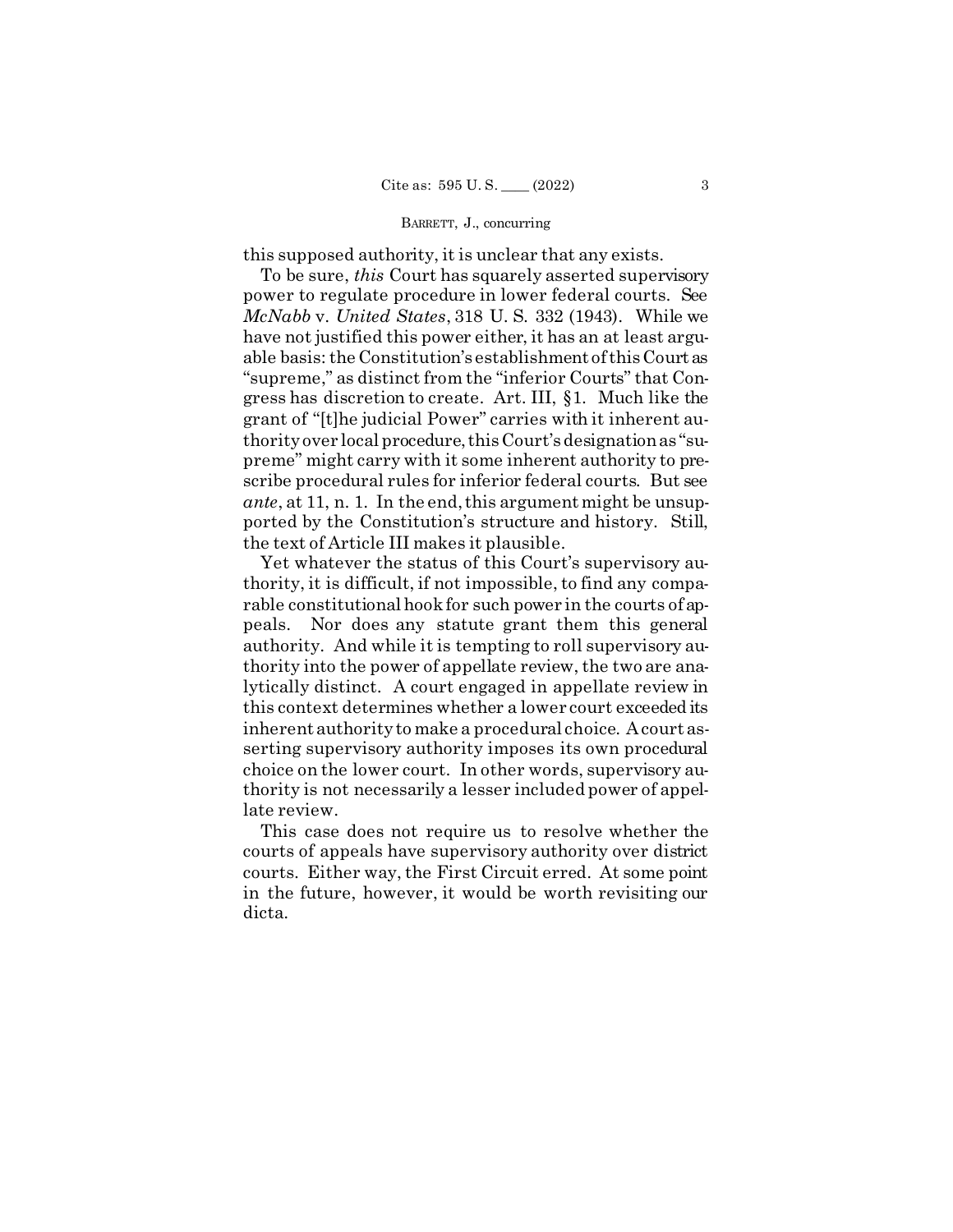this supposed authority, it is unclear that any exists.

To be sure, *this* Court has squarely asserted supervisory power to regulate procedure in lower federal courts. See *McNabb* v. *United States*, 318 U. S. 332 (1943). While we have not justified this power either, it has an at least arguable basis: the Constitution's establishment of this Court as "supreme," as distinct from the "inferior Courts" that Congress has discretion to create. Art. III, §1. Much like the grant of "[t]he judicial Power" carries with it inherent authority over local procedure, this Court's designation as "supreme" might carry with it some inherent authority to prescribe procedural rules for inferior federal courts. But see *ante*, at 11, n. 1. In the end, this argument might be unsupported by the Constitution's structure and history. Still, the text of Article III makes it plausible.

Yet whatever the status of this Court's supervisory authority, it is difficult, if not impossible, to find any comparable constitutional hook for such power in the courts of appeals. Nor does any statute grant them this general authority. And while it is tempting to roll supervisory authority into the power of appellate review, the two are analytically distinct. A court engaged in appellate review in this context determines whether a lower court exceeded its inherent authority to make a procedural choice. A court asserting supervisory authority imposes its own procedural choice on the lower court. In other words, supervisory authority is not necessarily a lesser included power of appellate review.

This case does not require us to resolve whether the courts of appeals have supervisory authority over district courts. Either way, the First Circuit erred. At some point in the future, however, it would be worth revisiting our dicta.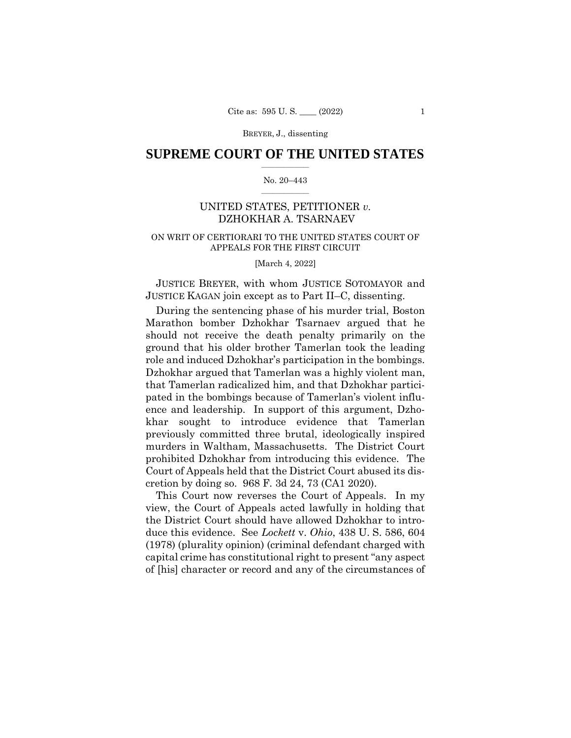# SUPREME COURT OF THE UNITED STATES

No. 20–443

UNITED STATES, PETITIONER *v.* DZHOKHAR A. TSARNAEV

ON WRIT OF CERTIORARI TO THE UNITED STATES COURT OF APPEALS FOR THE FIRST CIRCUIT

[March 4, 2022]

JUSTICE BREYER, with whom JUSTICE SOTOMAYOR and JUSTICE KAGAN join except as to Part II–C, dissenting.

During the sentencing phase of his murder trial, Boston Marathon bomber Dzhokhar Tsarnaev argued that he should not receive the death penalty primarily on the ground that his older brother Tamerlan took the leading role and induced Dzhokhar's participation in the bombings. Dzhokhar argued that Tamerlan was a highly violent man, that Tamerlan radicalized him, and that Dzhokhar participated in the bombings because of Tamerlan's violent influence and leadership. In support of this argument, Dzhokhar sought to introduce evidence that Tamerlan previously committed three brutal, ideologically inspired murders in Waltham, Massachusetts. The District Court prohibited Dzhokhar from introducing this evidence. The Court of Appeals held that the District Court abused its discretion by doing so. 968 F. 3d 24, 73 (CA1 2020).

This Court now reverses the Court of Appeals. In my view, the Court of Appeals acted lawfully in holding that the District Court should have allowed Dzhokhar to introduce this evidence. See *Lockett* v. *Ohio*, 438 U. S. 586, 604 (1978) (plurality opinion) (criminal defendant charged with capital crime has constitutional right to present "any aspect of [his] character or record and any of the circumstances of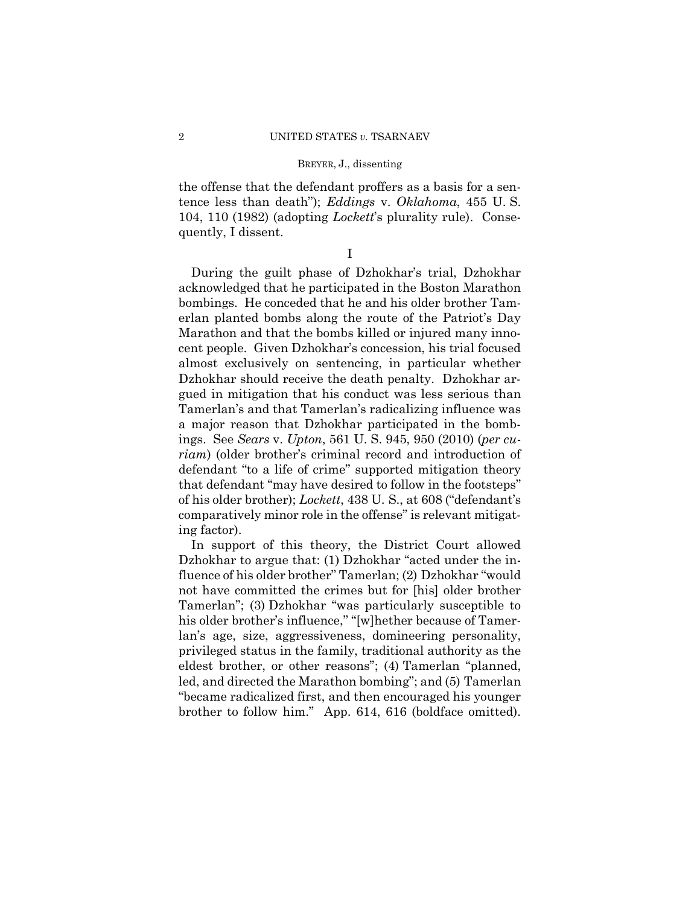the offense that the defendant proffers as a basis for a sentence less than death"); *Eddings* v. *Oklahoma*, 455 U. S. 104, 110 (1982) (adopting *Lockett*'s plurality rule). Consequently, I dissent.

I

During the guilt phase of Dzhokhar's trial, Dzhokhar acknowledged that he participated in the Boston Marathon bombings. He conceded that he and his older brother Tamerlan planted bombs along the route of the Patriot's Day Marathon and that the bombs killed or injured many innocent people. Given Dzhokhar's concession, his trial focused almost exclusively on sentencing, in particular whether Dzhokhar should receive the death penalty. Dzhokhar argued in mitigation that his conduct was less serious than Tamerlan's and that Tamerlan's radicalizing influence was a major reason that Dzhokhar participated in the bombings. See *Sears* v. *Upton*, 561 U. S. 945, 950 (2010) (*per curiam*) (older brother's criminal record and introduction of defendant "to a life of crime" supported mitigation theory that defendant "may have desired to follow in the footsteps" of his older brother); *Lockett*, 438 U. S., at 608 ("defendant's comparatively minor role in the offense" is relevant mitigating factor).

In support of this theory, the District Court allowed Dzhokhar to argue that: (1) Dzhokhar "acted under the influence of his older brother" Tamerlan; (2) Dzhokhar "would not have committed the crimes but for [his] older brother Tamerlan"; (3) Dzhokhar "was particularly susceptible to his older brother's influence," "[w]hether because of Tamerlan's age, size, aggressiveness, domineering personality, privileged status in the family, traditional authority as the eldest brother, or other reasons"; (4) Tamerlan "planned, led, and directed the Marathon bombing"; and (5) Tamerlan "became radicalized first, and then encouraged his younger brother to follow him." App. 614, 616 (boldface omitted).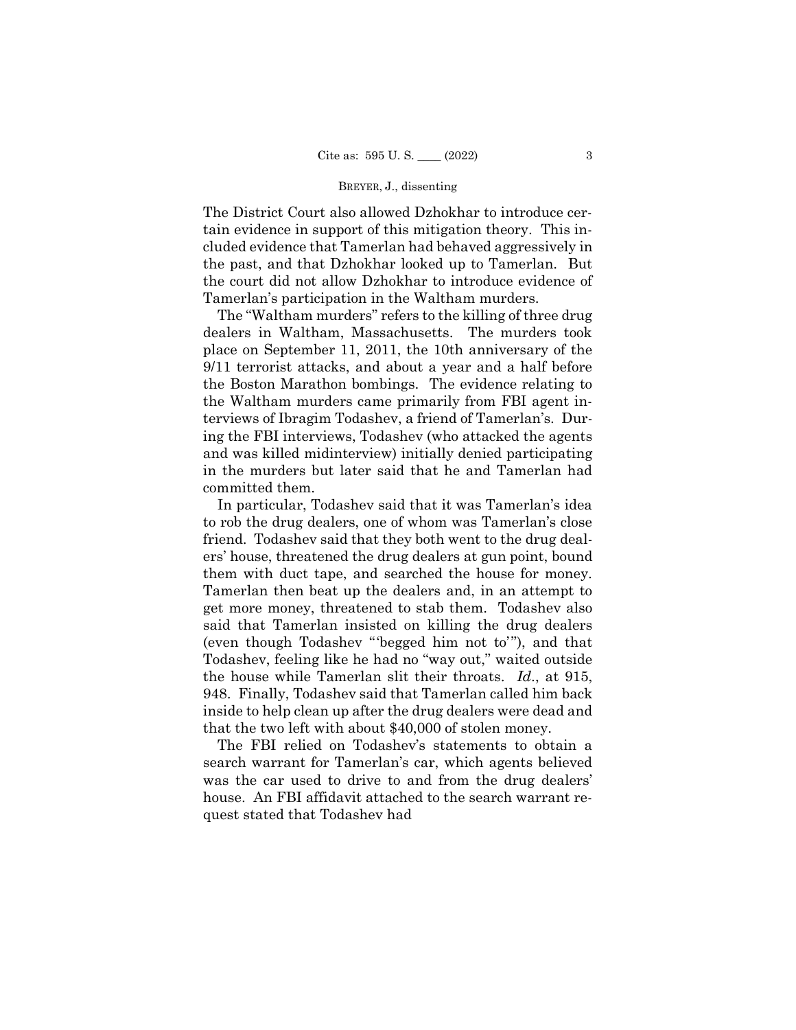The District Court also allowed Dzhokhar to introduce certain evidence in support of this mitigation theory. This included evidence that Tamerlan had behaved aggressively in the past, and that Dzhokhar looked up to Tamerlan. But the court did not allow Dzhokhar to introduce evidence of Tamerlan's participation in the Waltham murders.

The "Waltham murders" refers to the killing of three drug dealers in Waltham, Massachusetts. The murders took place on September 11, 2011, the 10th anniversary of the 9/11 terrorist attacks, and about a year and a half before the Boston Marathon bombings. The evidence relating to the Waltham murders came primarily from FBI agent interviews of Ibragim Todashev, a friend of Tamerlan's. During the FBI interviews, Todashev (who attacked the agents and was killed midinterview) initially denied participating in the murders but later said that he and Tamerlan had committed them.

In particular, Todashev said that it was Tamerlan's idea to rob the drug dealers, one of whom was Tamerlan's close friend. Todashev said that they both went to the drug dealers' house, threatened the drug dealers at gun point, bound them with duct tape, and searched the house for money. Tamerlan then beat up the dealers and, in an attempt to get more money, threatened to stab them. Todashev also said that Tamerlan insisted on killing the drug dealers (even though Todashev "'begged him not to'"), and that Todashev, feeling like he had no "way out," waited outside the house while Tamerlan slit their throats. *Id.*, at 915, 948. Finally, Todashev said that Tamerlan called him back inside to help clean up after the drug dealers were dead and that the two left with about $40,000 of stolen money.

The FBI relied on Todashev's statements to obtain a search warrant for Tamerlan's car, which agents believed was the car used to drive to and from the drug dealers' house. An FBI affidavit attached to the search warrant request stated that Todashev had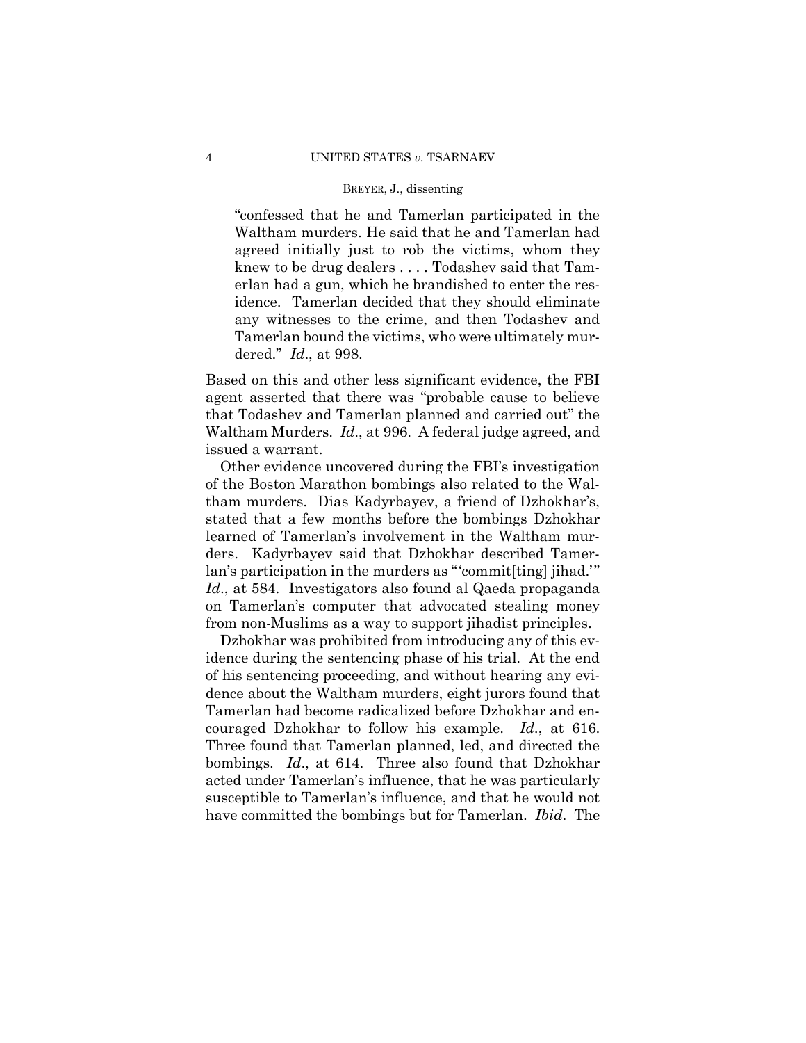> "confessed that he and Tamerlan participated in the Waltham murders. He said that he and Tamerlan had agreed initially just to rob the victims, whom they knew to be drug dealers . . . . Todashev said that Tamerlan had a gun, which he brandished to enter the residence. Tamerlan decided that they should eliminate any witnesses to the crime, and then Todashev and Tamerlan bound the victims, who were ultimately murdered." *Id*., at 998.

Based on this and other less significant evidence, the FBI agent asserted that there was "probable cause to believe that Todashev and Tamerlan planned and carried out" the Waltham Murders. *Id*., at 996. A federal judge agreed, and issued a warrant.

Other evidence uncovered during the FBI's investigation of the Boston Marathon bombings also related to the Waltham murders. Dias Kadyrbayev, a friend of Dzhokhar's, stated that a few months before the bombings Dzhokhar learned of Tamerlan's involvement in the Waltham murders. Kadyrbayev said that Dzhokhar described Tamerlan's participation in the murders as "'commit[ting] jihad.'" *Id*., at 584. Investigators also found al Qaeda propaganda on Tamerlan's computer that advocated stealing money from non-Muslims as a way to support jihadist principles.

Dzhokhar was prohibited from introducing any of this evidence during the sentencing phase of his trial. At the end of his sentencing proceeding, and without hearing any evidence about the Waltham murders, eight jurors found that Tamerlan had become radicalized before Dzhokhar and encouraged Dzhokhar to follow his example. *Id*., at 616. Three found that Tamerlan planned, led, and directed the bombings. *Id*., at 614. Three also found that Dzhokhar acted under Tamerlan's influence, that he was particularly susceptible to Tamerlan's influence, and that he would not have committed the bombings but for Tamerlan. *Ibid*. The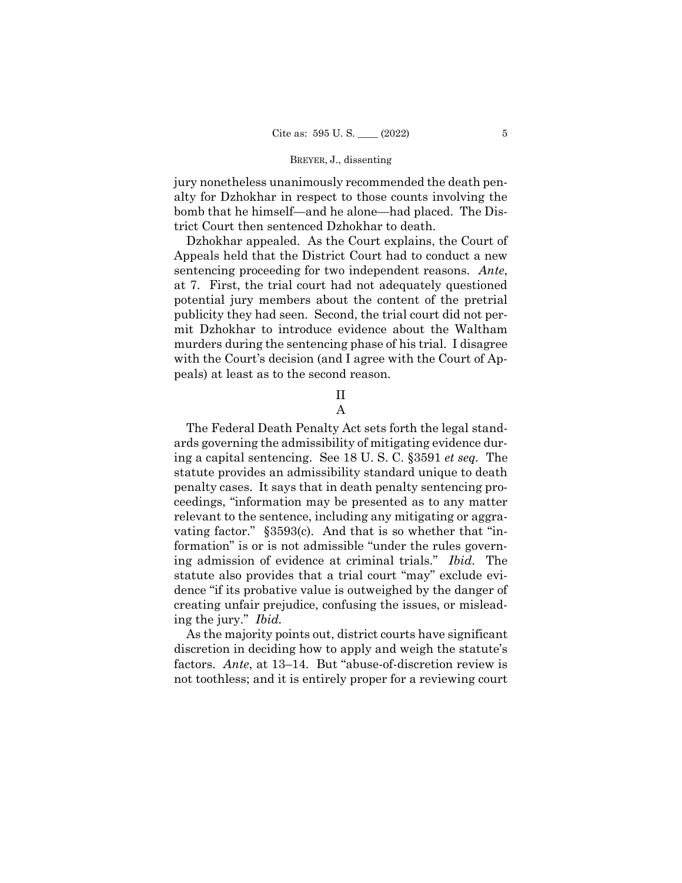jury nonetheless unanimously recommended the death penalty for Dzhokhar in respect to those counts involving the bomb that he himself—and he alone—had placed. The District Court then sentenced Dzhokhar to death.

Dzhokhar appealed. As the Court explains, the Court of Appeals held that the District Court had to conduct a new sentencing proceeding for two independent reasons. *Ante*, at 7. First, the trial court had not adequately questioned potential jury members about the content of the pretrial publicity they had seen. Second, the trial court did not permit Dzhokhar to introduce evidence about the Waltham murders during the sentencing phase of his trial. I disagree with the Court's decision (and I agree with the Court of Appeals) at least as to the second reason.

## II

### A

The Federal Death Penalty Act sets forth the legal standards governing the admissibility of mitigating evidence during a capital sentencing. See 18 U. S. C. §3591 *et seq.* The statute provides an admissibility standard unique to death penalty cases. It says that in death penalty sentencing proceedings, "information may be presented as to any matter relevant to the sentence, including any mitigating or aggravating factor." §3593(c). And that is so whether that "information" is or is not admissible "under the rules governing admission of evidence at criminal trials." *Ibid.* The statute also provides that a trial court "may" exclude evidence "if its probative value is outweighed by the danger of creating unfair prejudice, confusing the issues, or misleading the jury." *Ibid.*

As the majority points out, district courts have significant discretion in deciding how to apply and weigh the statute's factors. *Ante*, at 13–14. But "abuse-of-discretion review is not toothless; and it is entirely proper for a reviewing court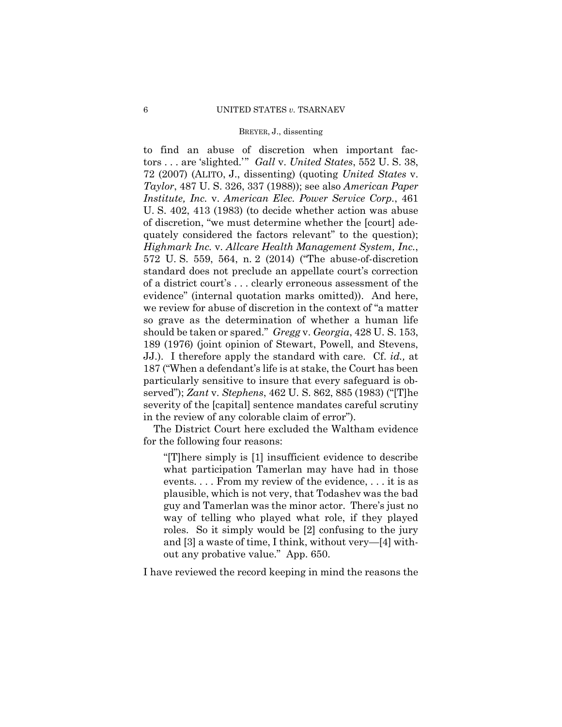to find an abuse of discretion when important factors . . . are 'slighted.'" *Gall* v. *United States*, 552 U. S. 38, 72 (2007) (ALITO, J., dissenting) (quoting *United States* v. *Taylor*, 487 U. S. 326, 337 (1988)); see also *American Paper Institute, Inc.* v. *American Elec. Power Service Corp.*, 461 U. S. 402, 413 (1983) (to decide whether action was abuse of discretion, "we must determine whether the [court] adequately considered the factors relevant" to the question); *Highmark Inc.* v. *Allcare Health Management System, Inc.*, 572 U. S. 559, 564, n. 2 (2014) ("The abuse-of-discretion standard does not preclude an appellate court's correction of a district court's . . . clearly erroneous assessment of the evidence" (internal quotation marks omitted)). And here, we review for abuse of discretion in the context of "a matter so grave as the determination of whether a human life should be taken or spared." *Gregg* v. *Georgia*, 428 U. S. 153, 189 (1976) (joint opinion of Stewart, Powell, and Stevens, JJ.). I therefore apply the standard with care. Cf. *id.,* at 187 ("When a defendant's life is at stake, the Court has been particularly sensitive to insure that every safeguard is observed"); *Zant* v. *Stephens*, 462 U. S. 862, 885 (1983) ("[T]he severity of the [capital] sentence mandates careful scrutiny in the review of any colorable claim of error").

The District Court here excluded the Waltham evidence for the following four reasons:

> "[T]here simply is [1] insufficient evidence to describe what participation Tamerlan may have had in those events. . . . From my review of the evidence, . . . it is as plausible, which is not very, that Todashev was the bad guy and Tamerlan was the minor actor. There's just no way of telling who played what role, if they played roles. So it simply would be [2] confusing to the jury and [3] a waste of time, I think, without very—[4] without any probative value." App. 650.

I have reviewed the record keeping in mind the reasons the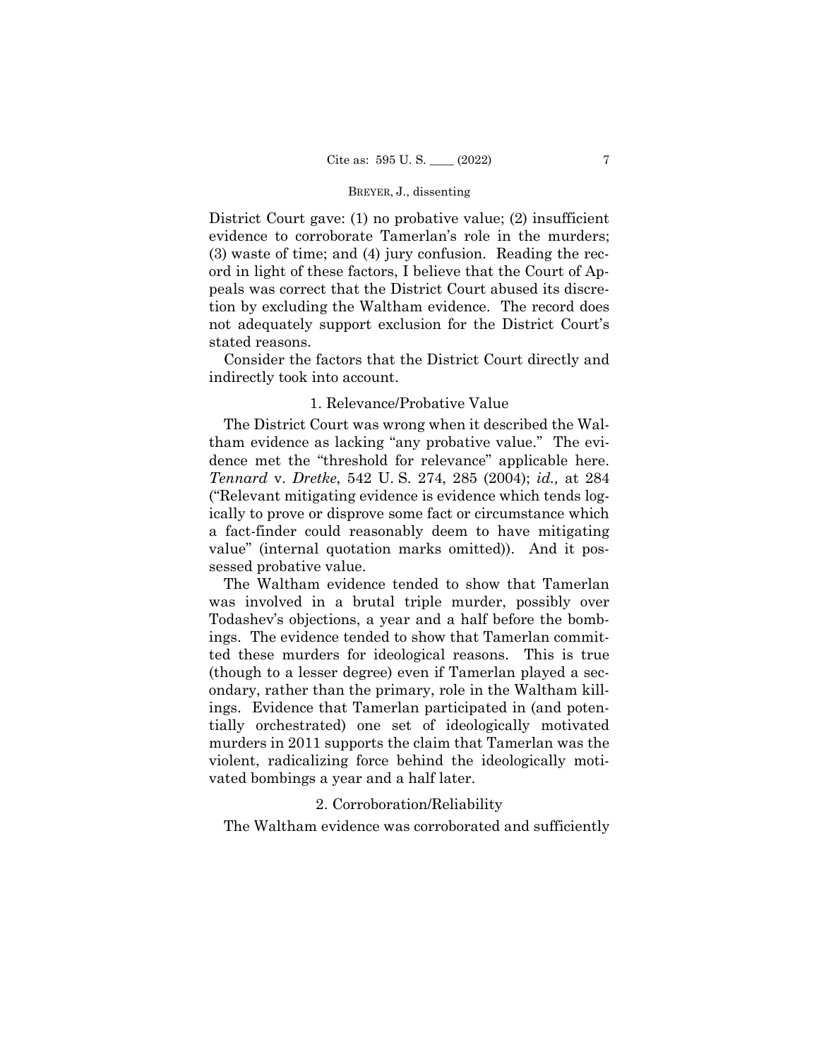District Court gave: (1) no probative value; (2) insufficient evidence to corroborate Tamerlan's role in the murders; (3) waste of time; and (4) jury confusion. Reading the record in light of these factors, I believe that the Court of Appeals was correct that the District Court abused its discretion by excluding the Waltham evidence. The record does not adequately support exclusion for the District Court's stated reasons.

Consider the factors that the District Court directly and indirectly took into account.

### 1. Relevance/Probative Value

The District Court was wrong when it described the Waltham evidence as lacking "any probative value." The evidence met the "threshold for relevance" applicable here. *Tennard* v. *Dretke*, 542 U. S. 274, 285 (2004); *id.,* at 284 ("Relevant mitigating evidence is evidence which tends logically to prove or disprove some fact or circumstance which a fact-finder could reasonably deem to have mitigating value" (internal quotation marks omitted)). And it possessed probative value.

The Waltham evidence tended to show that Tamerlan was involved in a brutal triple murder, possibly over Todashev's objections, a year and a half before the bombings. The evidence tended to show that Tamerlan committed these murders for ideological reasons. This is true (though to a lesser degree) even if Tamerlan played a secondary, rather than the primary, role in the Waltham killings. Evidence that Tamerlan participated in (and potentially orchestrated) one set of ideologically motivated murders in 2011 supports the claim that Tamerlan was the violent, radicalizing force behind the ideologically motivated bombings a year and a half later.

### 2. Corroboration/Reliability

The Waltham evidence was corroborated and sufficiently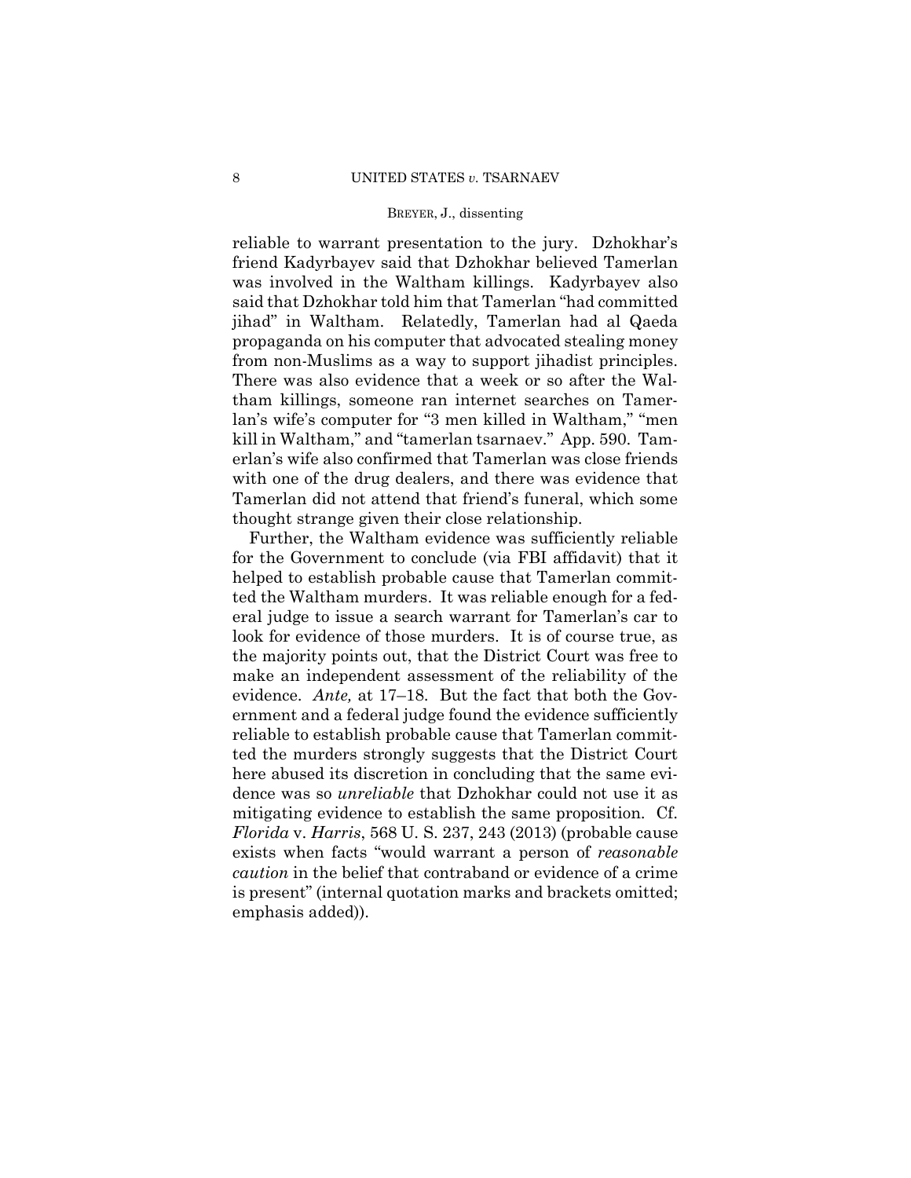reliable to warrant presentation to the jury. Dzhokhar's friend Kadyrbayev said that Dzhokhar believed Tamerlan was involved in the Waltham killings. Kadyrbayev also said that Dzhokhar told him that Tamerlan "had committed jihad" in Waltham. Relatedly, Tamerlan had al Qaeda propaganda on his computer that advocated stealing money from non-Muslims as a way to support jihadist principles. There was also evidence that a week or so after the Waltham killings, someone ran internet searches on Tamerlan's wife's computer for "3 men killed in Waltham," "men kill in Waltham," and "tamerlan tsarnaev." App. 590. Tamerlan's wife also confirmed that Tamerlan was close friends with one of the drug dealers, and there was evidence that Tamerlan did not attend that friend's funeral, which some thought strange given their close relationship.

Further, the Waltham evidence was sufficiently reliable for the Government to conclude (via FBI affidavit) that it helped to establish probable cause that Tamerlan committed the Waltham murders. It was reliable enough for a federal judge to issue a search warrant for Tamerlan's car to look for evidence of those murders. It is of course true, as the majority points out, that the District Court was free to make an independent assessment of the reliability of the evidence. *Ante,* at 17–18. But the fact that both the Government and a federal judge found the evidence sufficiently reliable to establish probable cause that Tamerlan committed the murders strongly suggests that the District Court here abused its discretion in concluding that the same evidence was so *unreliable* that Dzhokhar could not use it as mitigating evidence to establish the same proposition. Cf. *Florida* v. *Harris*, 568 U. S. 237, 243 (2013) (probable cause exists when facts "would warrant a person of *reasonable caution* in the belief that contraband or evidence of a crime is present" (internal quotation marks and brackets omitted; emphasis added)).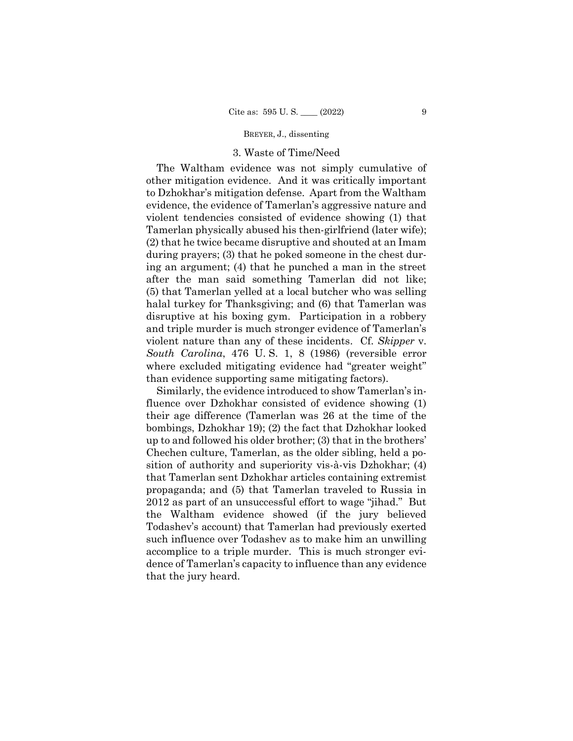### 3. Waste of Time/Need

The Waltham evidence was not simply cumulative of other mitigation evidence. And it was critically important to Dzhokhar's mitigation defense. Apart from the Waltham evidence, the evidence of Tamerlan's aggressive nature and violent tendencies consisted of evidence showing (1) that Tamerlan physically abused his then-girlfriend (later wife); (2) that he twice became disruptive and shouted at an Imam during prayers; (3) that he poked someone in the chest during an argument; (4) that he punched a man in the street after the man said something Tamerlan did not like; (5) that Tamerlan yelled at a local butcher who was selling halal turkey for Thanksgiving; and (6) that Tamerlan was disruptive at his boxing gym. Participation in a robbery and triple murder is much stronger evidence of Tamerlan's violent nature than any of these incidents. Cf. *Skipper* v. *South Carolina*, 476 U. S. 1, 8 (1986) (reversible error where excluded mitigating evidence had "greater weight" than evidence supporting same mitigating factors).

Similarly, the evidence introduced to show Tamerlan's influence over Dzhokhar consisted of evidence showing (1) their age difference (Tamerlan was 26 at the time of the bombings, Dzhokhar 19); (2) the fact that Dzhokhar looked up to and followed his older brother; (3) that in the brothers' Chechen culture, Tamerlan, as the older sibling, held a position of authority and superiority vis-à-vis Dzhokhar; (4) that Tamerlan sent Dzhokhar articles containing extremist propaganda; and (5) that Tamerlan traveled to Russia in 2012 as part of an unsuccessful effort to wage "jihad." But the Waltham evidence showed (if the jury believed Todashev's account) that Tamerlan had previously exerted such influence over Todashev as to make him an unwilling accomplice to a triple murder. This is much stronger evidence of Tamerlan's capacity to influence than any evidence that the jury heard.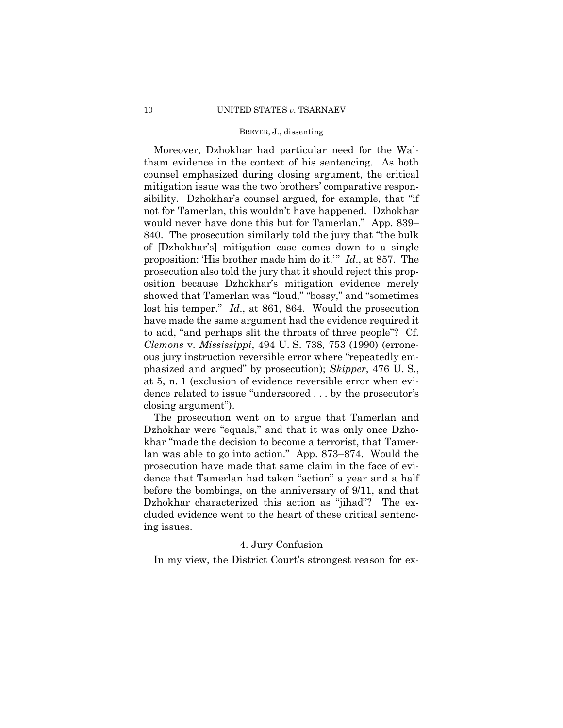Moreover, Dzhokhar had particular need for the Waltham evidence in the context of his sentencing. As both counsel emphasized during closing argument, the critical mitigation issue was the two brothers' comparative responsibility. Dzhokhar's counsel argued, for example, that "if not for Tamerlan, this wouldn't have happened. Dzhokhar would never have done this but for Tamerlan." App. 839–840. The prosecution similarly told the jury that "the bulk of [Dzhokhar's] mitigation case comes down to a single proposition: 'His brother made him do it.'" *Id*., at 857. The prosecution also told the jury that it should reject this proposition because Dzhokhar's mitigation evidence merely showed that Tamerlan was "loud," "bossy," and "sometimes lost his temper." *Id*., at 861, 864. Would the prosecution have made the same argument had the evidence required it to add, "and perhaps slit the throats of three people"? Cf. *Clemons* v. *Mississippi*, 494 U. S. 738, 753 (1990) (erroneous jury instruction reversible error where "repeatedly emphasized and argued" by prosecution); *Skipper*, 476 U. S., at 5, n. 1 (exclusion of evidence reversible error when evidence related to issue "underscored . . . by the prosecutor's closing argument").

The prosecution went on to argue that Tamerlan and Dzhokhar were "equals," and that it was only once Dzhokhar "made the decision to become a terrorist, that Tamerlan was able to go into action." App. 873–874. Would the prosecution have made that same claim in the face of evidence that Tamerlan had taken "action" a year and a half before the bombings, on the anniversary of 9/11, and that Dzhokhar characterized this action as "jihad"? The excluded evidence went to the heart of these critical sentencing issues.

#### 4. Jury Confusion

In my view, the District Court's strongest reason for ex-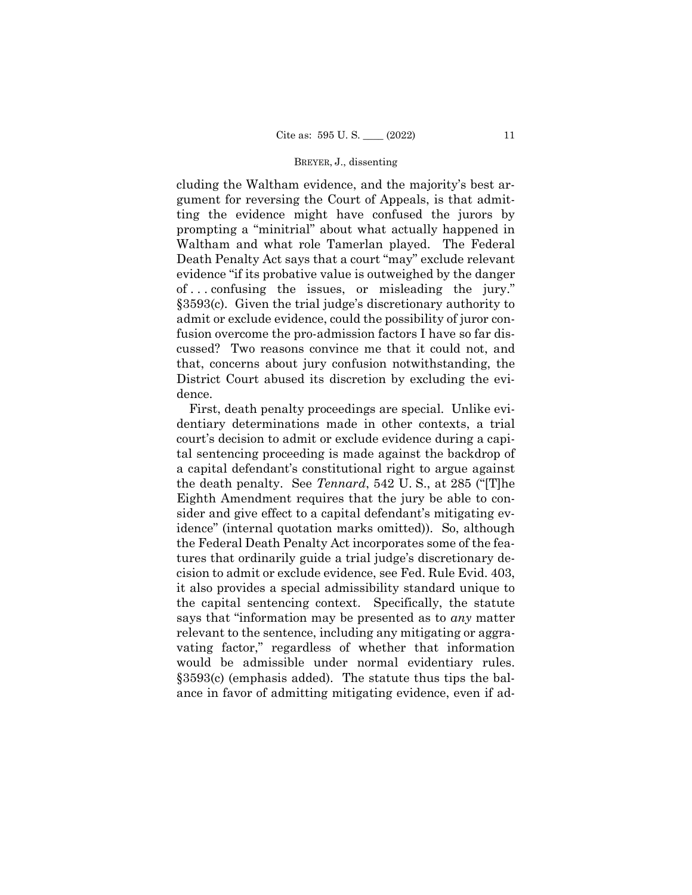cluding the Waltham evidence, and the majority's best argument for reversing the Court of Appeals, is that admitting the evidence might have confused the jurors by prompting a "minitrial" about what actually happened in Waltham and what role Tamerlan played. The Federal Death Penalty Act says that a court "may" exclude relevant evidence "if its probative value is outweighed by the danger of . . . confusing the issues, or misleading the jury." §3593(c). Given the trial judge's discretionary authority to admit or exclude evidence, could the possibility of juror confusion overcome the pro-admission factors I have so far discussed? Two reasons convince me that it could not, and that, concerns about jury confusion notwithstanding, the District Court abused its discretion by excluding the evidence.

First, death penalty proceedings are special. Unlike evidentiary determinations made in other contexts, a trial court's decision to admit or exclude evidence during a capital sentencing proceeding is made against the backdrop of a capital defendant's constitutional right to argue against the death penalty. See *Tennard*, 542 U. S., at 285 ("[T]he Eighth Amendment requires that the jury be able to consider and give effect to a capital defendant's mitigating evidence" (internal quotation marks omitted)). So, although the Federal Death Penalty Act incorporates some of the features that ordinarily guide a trial judge's discretionary decision to admit or exclude evidence, see Fed. Rule Evid. 403, it also provides a special admissibility standard unique to the capital sentencing context. Specifically, the statute says that "information may be presented as to *any* matter relevant to the sentence, including any mitigating or aggravating factor," regardless of whether that information would be admissible under normal evidentiary rules. §3593(c) (emphasis added). The statute thus tips the balance in favor of admitting mitigating evidence, even if ad-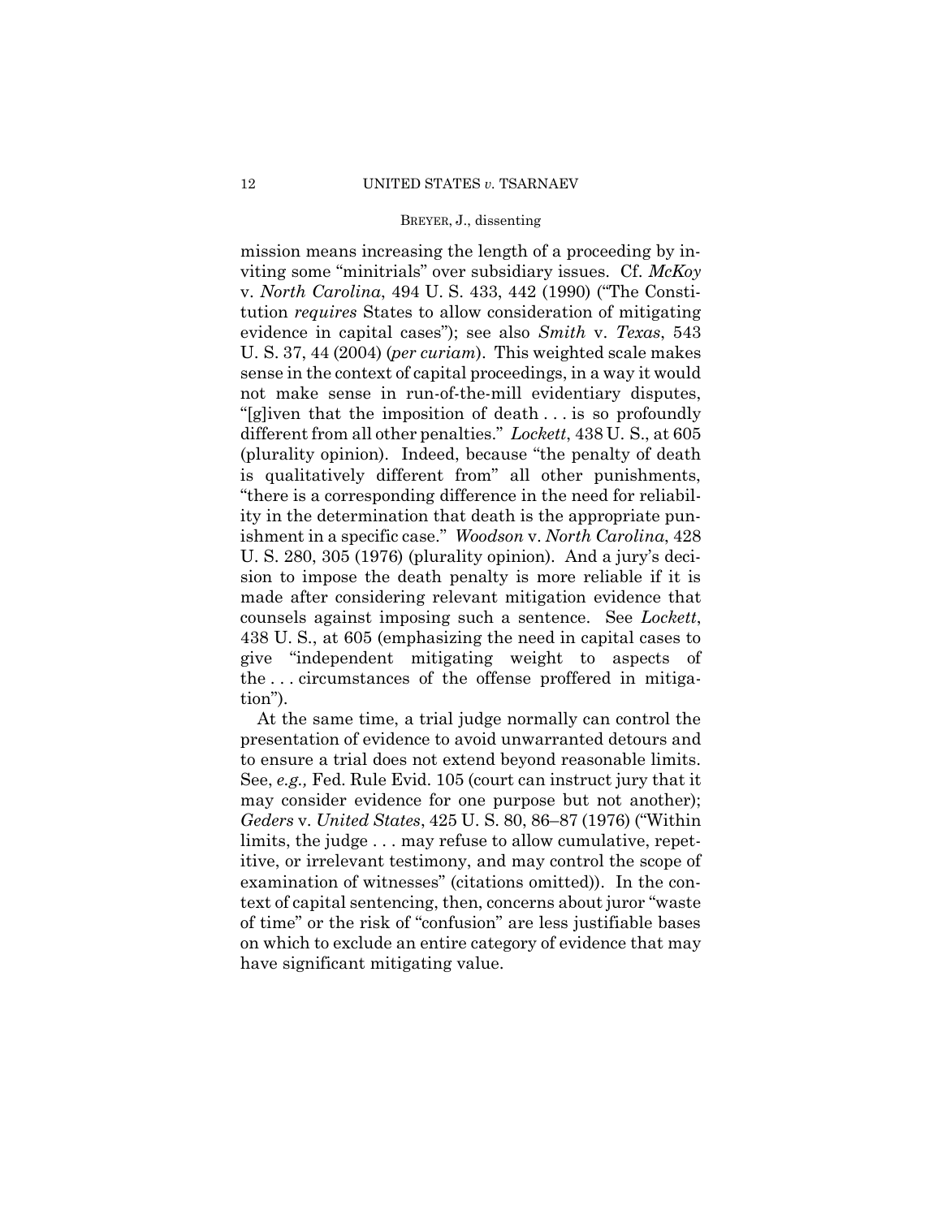mission means increasing the length of a proceeding by inviting some "minitrials" over subsidiary issues. Cf. *McKoy* v. *North Carolina*, 494 U. S. 433, 442 (1990) ("The Constitution *requires* States to allow consideration of mitigating evidence in capital cases"); see also *Smith* v. *Texas*, 543 U. S. 37, 44 (2004) (*per curiam*). This weighted scale makes sense in the context of capital proceedings, in a way it would not make sense in run-of-the-mill evidentiary disputes, "[g]iven that the imposition of death . . . is so profoundly different from all other penalties." *Lockett*, 438 U. S., at 605 (plurality opinion). Indeed, because "the penalty of death is qualitatively different from" all other punishments, "there is a corresponding difference in the need for reliability in the determination that death is the appropriate punishment in a specific case." *Woodson* v. *North Carolina*, 428 U. S. 280, 305 (1976) (plurality opinion). And a jury's decision to impose the death penalty is more reliable if it is made after considering relevant mitigation evidence that counsels against imposing such a sentence. See *Lockett*, 438 U. S., at 605 (emphasizing the need in capital cases to give "independent mitigating weight to aspects of the . . . circumstances of the offense proffered in mitigation").

At the same time, a trial judge normally can control the presentation of evidence to avoid unwarranted detours and to ensure a trial does not extend beyond reasonable limits. See, *e.g.,* Fed. Rule Evid. 105 (court can instruct jury that it may consider evidence for one purpose but not another); *Geders* v. *United States*, 425 U. S. 80, 86–87 (1976) ("Within limits, the judge . . . may refuse to allow cumulative, repetitive, or irrelevant testimony, and may control the scope of examination of witnesses" (citations omitted)). In the context of capital sentencing, then, concerns about juror "waste of time" or the risk of "confusion" are less justifiable bases on which to exclude an entire category of evidence that may have significant mitigating value.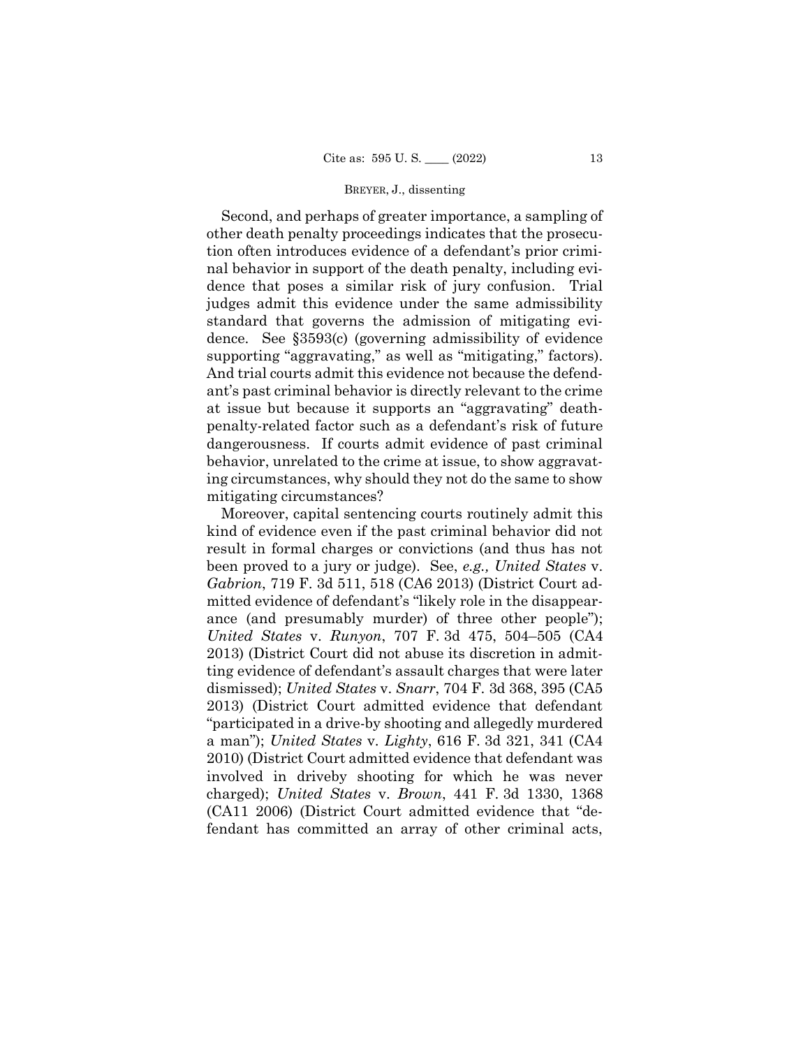Second, and perhaps of greater importance, a sampling of other death penalty proceedings indicates that the prosecution often introduces evidence of a defendant's prior criminal behavior in support of the death penalty, including evidence that poses a similar risk of jury confusion. Trial judges admit this evidence under the same admissibility standard that governs the admission of mitigating evidence. See §3593(c) (governing admissibility of evidence supporting "aggravating," as well as "mitigating," factors). And trial courts admit this evidence not because the defendant's past criminal behavior is directly relevant to the crime at issue but because it supports an "aggravating" death-penalty-related factor such as a defendant's risk of future dangerousness. If courts admit evidence of past criminal behavior, unrelated to the crime at issue, to show aggravating circumstances, why should they not do the same to show mitigating circumstances?

Moreover, capital sentencing courts routinely admit this kind of evidence even if the past criminal behavior did not result in formal charges or convictions (and thus has not been proved to a jury or judge). See, *e.g., United States* v. *Gabrion*, 719 F. 3d 511, 518 (CA6 2013) (District Court admitted evidence of defendant's "likely role in the disappearance (and presumably murder) of three other people"); *United States* v. *Runyon*, 707 F. 3d 475, 504–505 (CA4 2013) (District Court did not abuse its discretion in admitting evidence of defendant's assault charges that were later dismissed); *United States* v. *Snarr*, 704 F. 3d 368, 395 (CA5 2013) (District Court admitted evidence that defendant "participated in a drive-by shooting and allegedly murdered a man"); *United States* v. *Lighty*, 616 F. 3d 321, 341 (CA4 2010) (District Court admitted evidence that defendant was involved in driveby shooting for which he was never charged); *United States* v. *Brown*, 441 F. 3d 1330, 1368 (CA11 2006) (District Court admitted evidence that "defendant has committed an array of other criminal acts,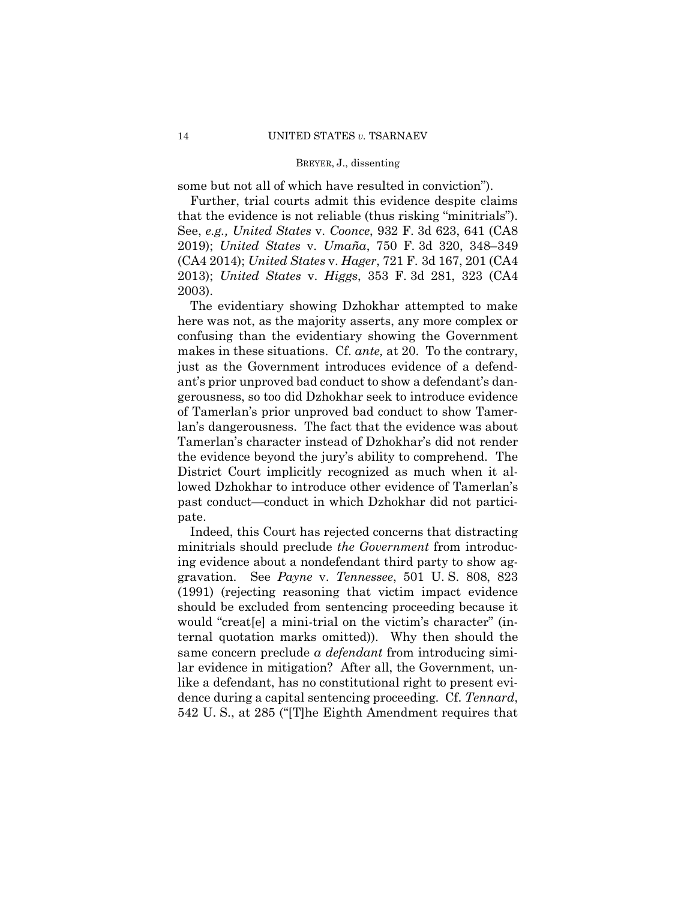some but not all of which have resulted in conviction").

Further, trial courts admit this evidence despite claims that the evidence is not reliable (thus risking "minitrials"). See, *e.g., United States* v. *Coonce*, 932 F. 3d 623, 641 (CA8 2019); *United States* v. *Umaña*, 750 F. 3d 320, 348–349 (CA4 2014); *United States* v. *Hager*, 721 F. 3d 167, 201 (CA4 2013); *United States* v. *Higgs*, 353 F. 3d 281, 323 (CA4 2003).

The evidentiary showing Dzhokhar attempted to make here was not, as the majority asserts, any more complex or confusing than the evidentiary showing the Government makes in these situations. Cf. *ante,* at 20. To the contrary, just as the Government introduces evidence of a defendant's prior unproved bad conduct to show a defendant's dangerousness, so too did Dzhokhar seek to introduce evidence of Tamerlan's prior unproved bad conduct to show Tamerlan's dangerousness. The fact that the evidence was about Tamerlan's character instead of Dzhokhar's did not render the evidence beyond the jury's ability to comprehend. The District Court implicitly recognized as much when it allowed Dzhokhar to introduce other evidence of Tamerlan's past conduct—conduct in which Dzhokhar did not participate.

Indeed, this Court has rejected concerns that distracting minitrials should preclude *the Government* from introducing evidence about a nondefendant third party to show aggravation. See *Payne* v. *Tennessee*, 501 U. S. 808, 823 (1991) (rejecting reasoning that victim impact evidence should be excluded from sentencing proceeding because it would "creat[e] a mini-trial on the victim's character" (internal quotation marks omitted)). Why then should the same concern preclude *a defendant* from introducing similar evidence in mitigation? After all, the Government, unlike a defendant, has no constitutional right to present evidence during a capital sentencing proceeding. Cf. *Tennard*, 542 U. S., at 285 ("[T]he Eighth Amendment requires that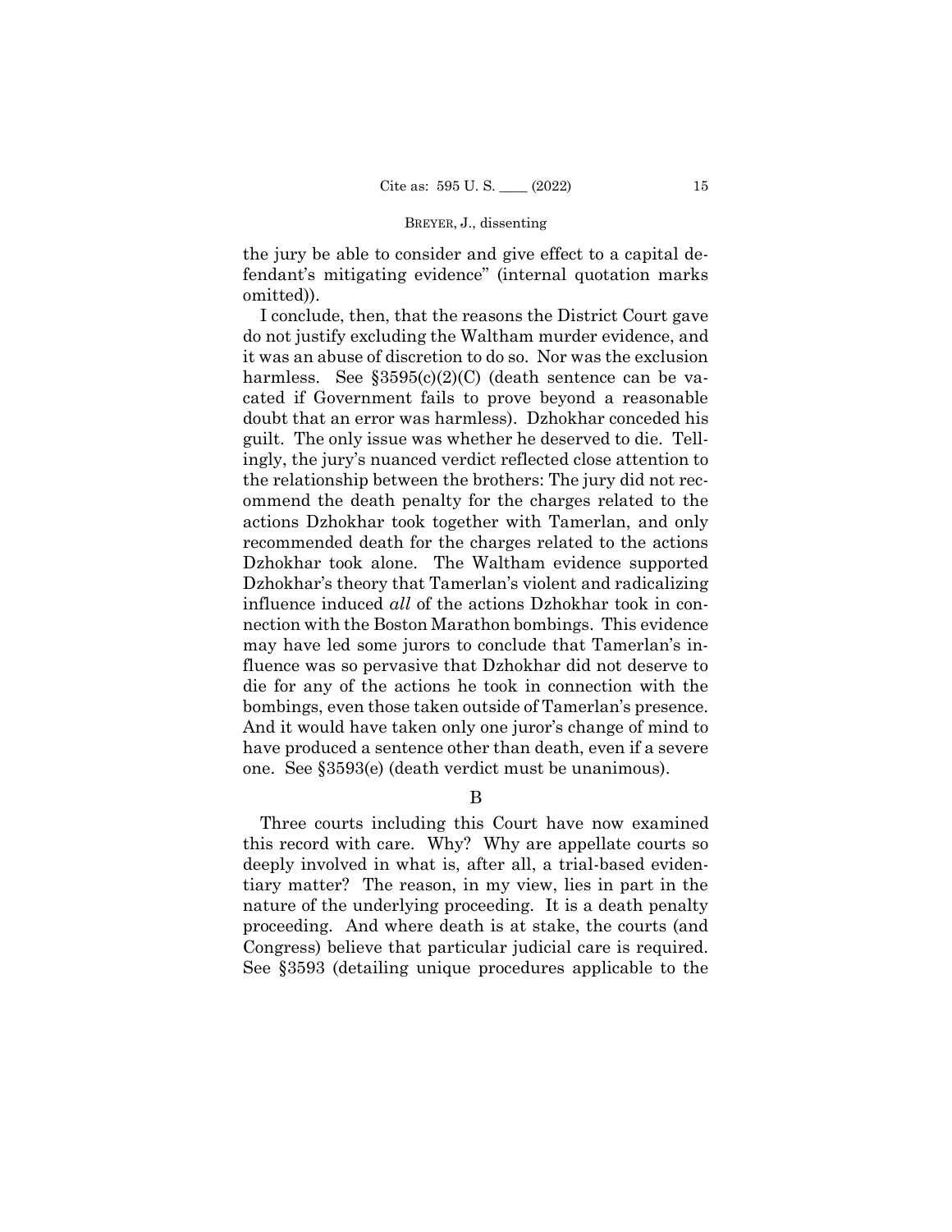the jury be able to consider and give effect to a capital defendant's mitigating evidence" (internal quotation marks omitted)).

I conclude, then, that the reasons the District Court gave do not justify excluding the Waltham murder evidence, and it was an abuse of discretion to do so. Nor was the exclusion harmless. See §3595(c)(2)(C) (death sentence can be vacated if Government fails to prove beyond a reasonable doubt that an error was harmless). Dzhokhar conceded his guilt. The only issue was whether he deserved to die. Tellingly, the jury's nuanced verdict reflected close attention to the relationship between the brothers: The jury did not recommend the death penalty for the charges related to the actions Dzhokhar took together with Tamerlan, and only recommended death for the charges related to the actions Dzhokhar took alone. The Waltham evidence supported Dzhokhar's theory that Tamerlan's violent and radicalizing influence induced *all* of the actions Dzhokhar took in connection with the Boston Marathon bombings. This evidence may have led some jurors to conclude that Tamerlan's influence was so pervasive that Dzhokhar did not deserve to die for any of the actions he took in connection with the bombings, even those taken outside of Tamerlan's presence. And it would have taken only one juror's change of mind to have produced a sentence other than death, even if a severe one. See §3593(e) (death verdict must be unanimous).

B

Three courts including this Court have now examined this record with care. Why? Why are appellate courts so deeply involved in what is, after all, a trial-based evidentiary matter? The reason, in my view, lies in part in the nature of the underlying proceeding. It is a death penalty proceeding. And where death is at stake, the courts (and Congress) believe that particular judicial care is required. See §3593 (detailing unique procedures applicable to the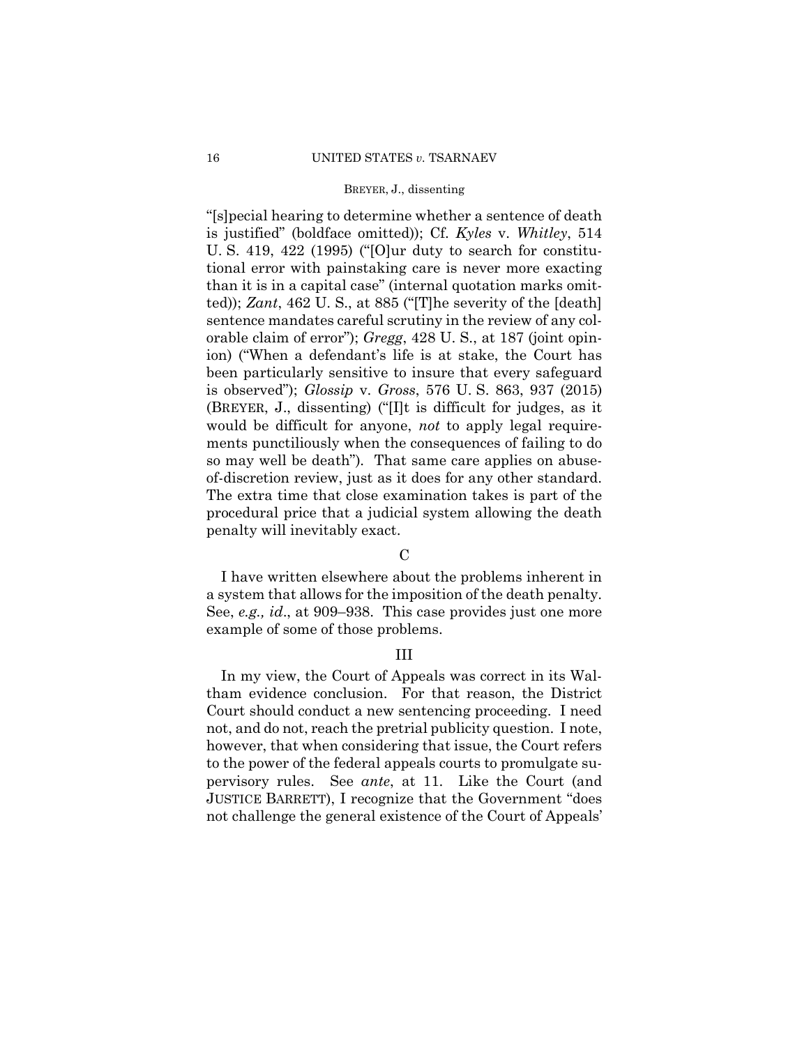"[s]pecial hearing to determine whether a sentence of death is justified" (boldface omitted)); Cf. *Kyles* v. *Whitley*, 514 U. S. 419, 422 (1995) ("[O]ur duty to search for constitutional error with painstaking care is never more exacting than it is in a capital case" (internal quotation marks omitted)); *Zant*, 462 U. S., at 885 ("[T]he severity of the [death] sentence mandates careful scrutiny in the review of any colorable claim of error"); *Gregg*, 428 U. S., at 187 (joint opinion) ("When a defendant's life is at stake, the Court has been particularly sensitive to insure that every safeguard is observed"); *Glossip* v. *Gross*, 576 U. S. 863, 937 (2015) (BREYER, J., dissenting) ("[I]t is difficult for judges, as it would be difficult for anyone, *not* to apply legal requirements punctiliously when the consequences of failing to do so may well be death"). That same care applies on abuse-of-discretion review, just as it does for any other standard. The extra time that close examination takes is part of the procedural price that a judicial system allowing the death penalty will inevitably exact.

C

I have written elsewhere about the problems inherent in a system that allows for the imposition of the death penalty. See, *e.g., id*., at 909–938. This case provides just one more example of some of those problems.

III

In my view, the Court of Appeals was correct in its Waltham evidence conclusion. For that reason, the District Court should conduct a new sentencing proceeding. I need not, and do not, reach the pretrial publicity question. I note, however, that when considering that issue, the Court refers to the power of the federal appeals courts to promulgate supervisory rules. See *ante*, at 11. Like the Court (and JUSTICE BARRETT), I recognize that the Government "does not challenge the general existence of the Court of Appeals'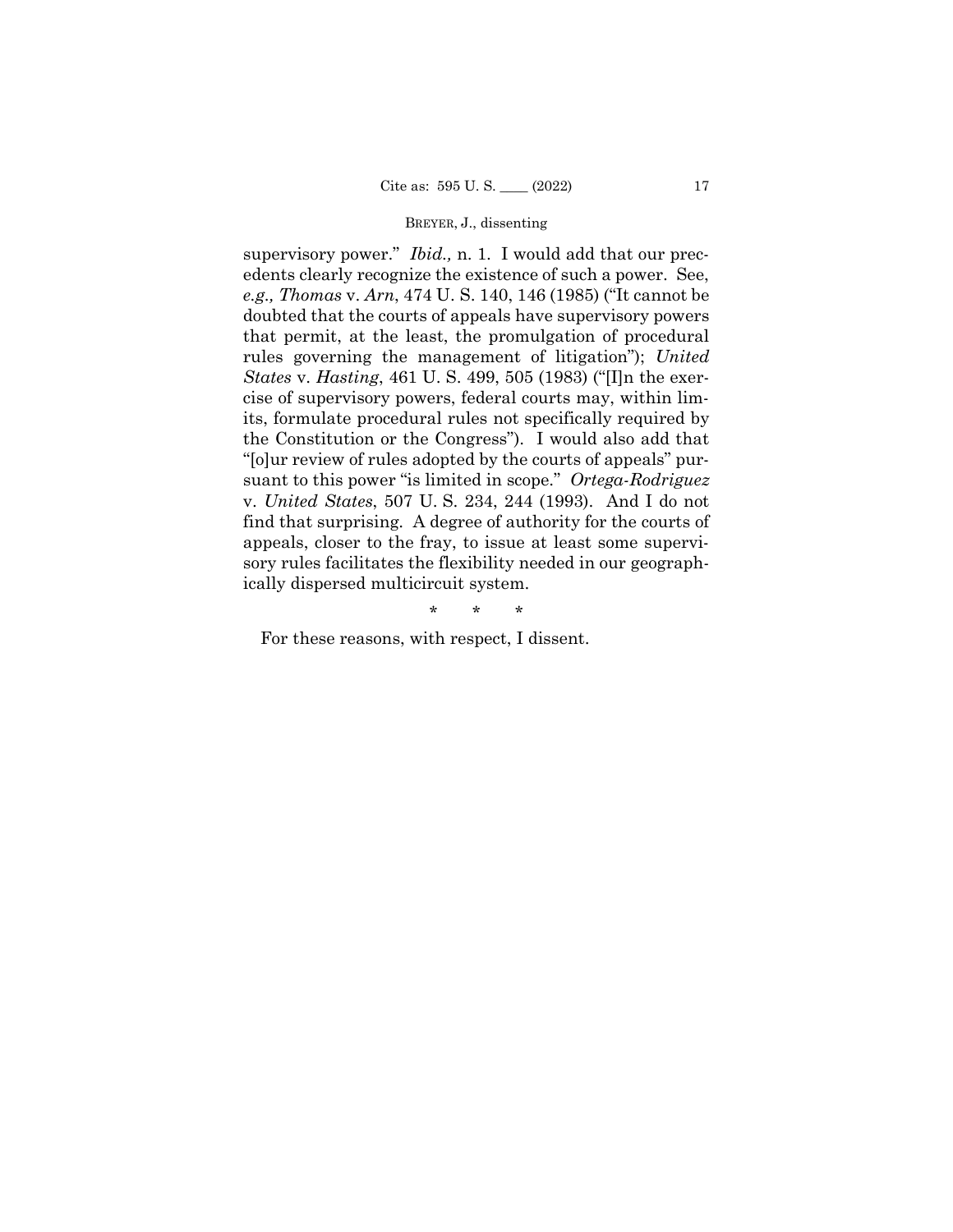supervisory power." *Ibid.,* n. 1. I would add that our precedents clearly recognize the existence of such a power. See, *e.g., Thomas* v. *Arn*, 474 U. S. 140, 146 (1985) ("It cannot be doubted that the courts of appeals have supervisory powers that permit, at the least, the promulgation of procedural rules governing the management of litigation"); *United States* v. *Hasting*, 461 U. S. 499, 505 (1983) ("[I]n the exercise of supervisory powers, federal courts may, within limits, formulate procedural rules not specifically required by the Constitution or the Congress"). I would also add that "[o]ur review of rules adopted by the courts of appeals" pursuant to this power "is limited in scope." *Ortega-Rodriguez* v. *United States*, 507 U. S. 234, 244 (1993). And I do not find that surprising. A degree of authority for the courts of appeals, closer to the fray, to issue at least some supervisory rules facilitates the flexibility needed in our geographically dispersed multicircuit system.

\* \* \*

For these reasons, with respect, I dissent.